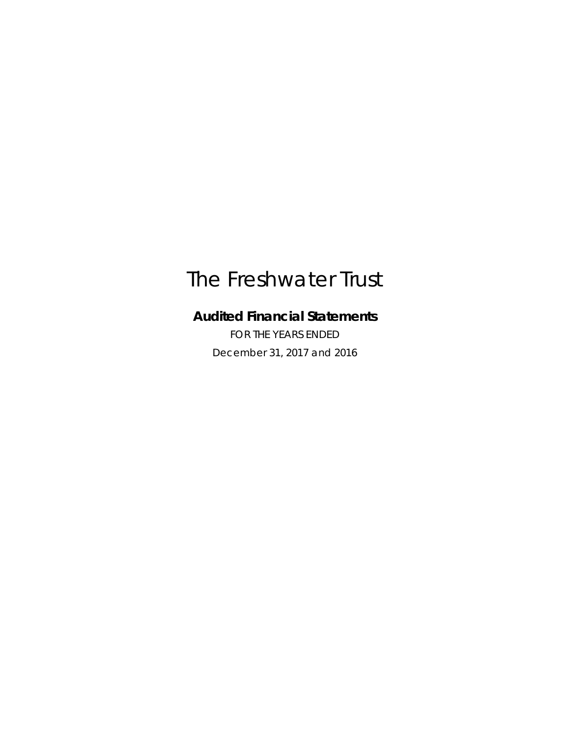# The Freshwater Trust

## Audited Financial Statements

FOR THE YEARS ENDED

December 31, 2017 and 2016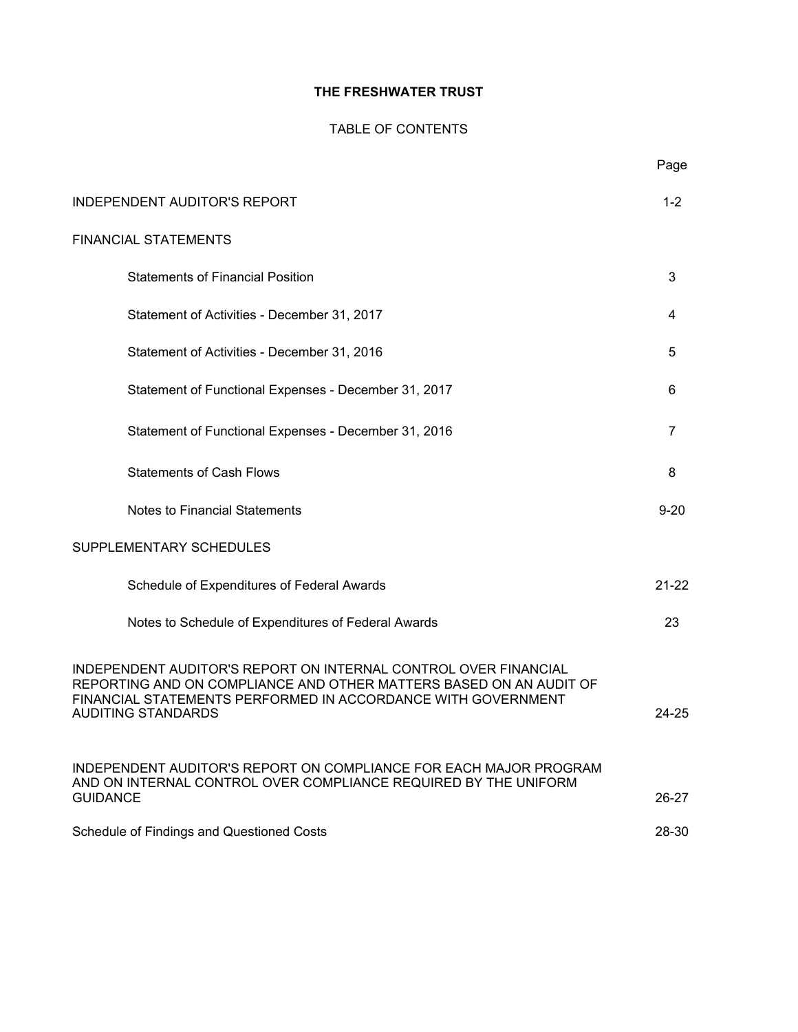# THE FRESHWATER TRUST

## TABLE OF CONTENTS

| | Page |
|---|---|
| INDEPENDENT AUDITOR'S REPORT | 1-2 |
| FINANCIAL STATEMENTS | |
| Statements of Financial Position | 3 |
| Statement of Activities - December 31, 2017 | 4 |
| Statement of Activities - December 31, 2016 | 5 |
| Statement of Functional Expenses - December 31, 2017 | 6 |
| Statement of Functional Expenses - December 31, 2016 | 7 |
| Statements of Cash Flows | 8 |
| Notes to Financial Statements | 9-20 |
| SUPPLEMENTARY SCHEDULES | |
| Schedule of Expenditures of Federal Awards | 21-22 |
| Notes to Schedule of Expenditures of Federal Awards | 23 |
| INDEPENDENT AUDITOR'S REPORT ON INTERNAL CONTROL OVER FINANCIAL REPORTING AND ON COMPLIANCE AND OTHER MATTERS BASED ON AN AUDIT OF FINANCIAL STATEMENTS PERFORMED IN ACCORDANCE WITH GOVERNMENT AUDITING STANDARDS | 24-25 |
| INDEPENDENT AUDITOR'S REPORT ON COMPLIANCE FOR EACH MAJOR PROGRAM AND ON INTERNAL CONTROL OVER COMPLIANCE REQUIRED BY THE UNIFORM GUIDANCE | 26-27 |
| Schedule of Findings and Questioned Costs | 28-30 |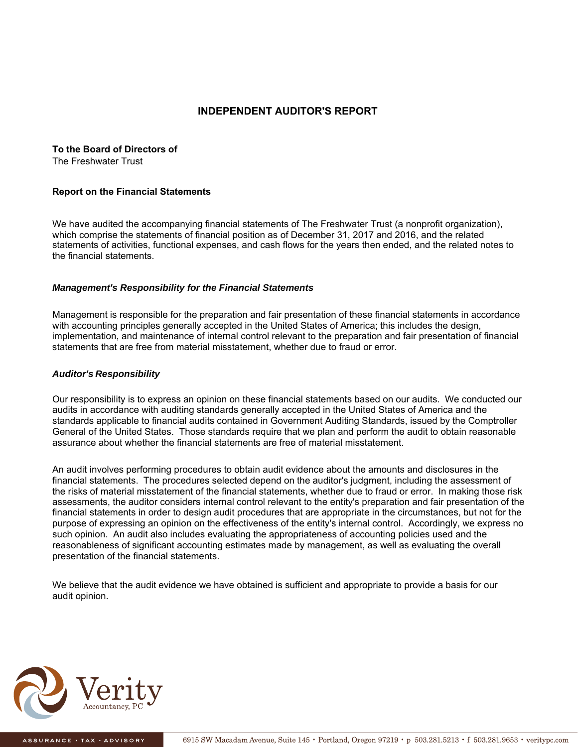# INDEPENDENT AUDITOR'S REPORT

**To the Board of Directors of**
The Freshwater Trust

## Report on the Financial Statements

We have audited the accompanying financial statements of The Freshwater Trust (a nonprofit organization), which comprise the statements of financial position as of December 31, 2017 and 2016, and the related statements of activities, functional expenses, and cash flows for the years then ended, and the related notes to the financial statements.

### *Management's Responsibility for the Financial Statements*

Management is responsible for the preparation and fair presentation of these financial statements in accordance with accounting principles generally accepted in the United States of America; this includes the design, implementation, and maintenance of internal control relevant to the preparation and fair presentation of financial statements that are free from material misstatement, whether due to fraud or error.

### *Auditor's Responsibility*

Our responsibility is to express an opinion on these financial statements based on our audits. We conducted our audits in accordance with auditing standards generally accepted in the United States of America and the standards applicable to financial audits contained in Government Auditing Standards, issued by the Comptroller General of the United States. Those standards require that we plan and perform the audit to obtain reasonable assurance about whether the financial statements are free of material misstatement.

An audit involves performing procedures to obtain audit evidence about the amounts and disclosures in the financial statements. The procedures selected depend on the auditor's judgment, including the assessment of the risks of material misstatement of the financial statements, whether due to fraud or error. In making those risk assessments, the auditor considers internal control relevant to the entity's preparation and fair presentation of the financial statements in order to design audit procedures that are appropriate in the circumstances, but not for the purpose of expressing an opinion on the effectiveness of the entity's internal control. Accordingly, we express no such opinion. An audit also includes evaluating the appropriateness of accounting policies used and the reasonableness of significant accounting estimates made by management, as well as evaluating the overall presentation of the financial statements.

We believe that the audit evidence we have obtained is sufficient and appropriate to provide a basis for our audit opinion.

Verity Accountancy, PC

ASSURANCE · TAX · ADVISORY

6915 SW Macadam Avenue, Suite 145 · Portland, Oregon 97219 · p 503.281.5213 · f 503.281.9653 · veritypc.com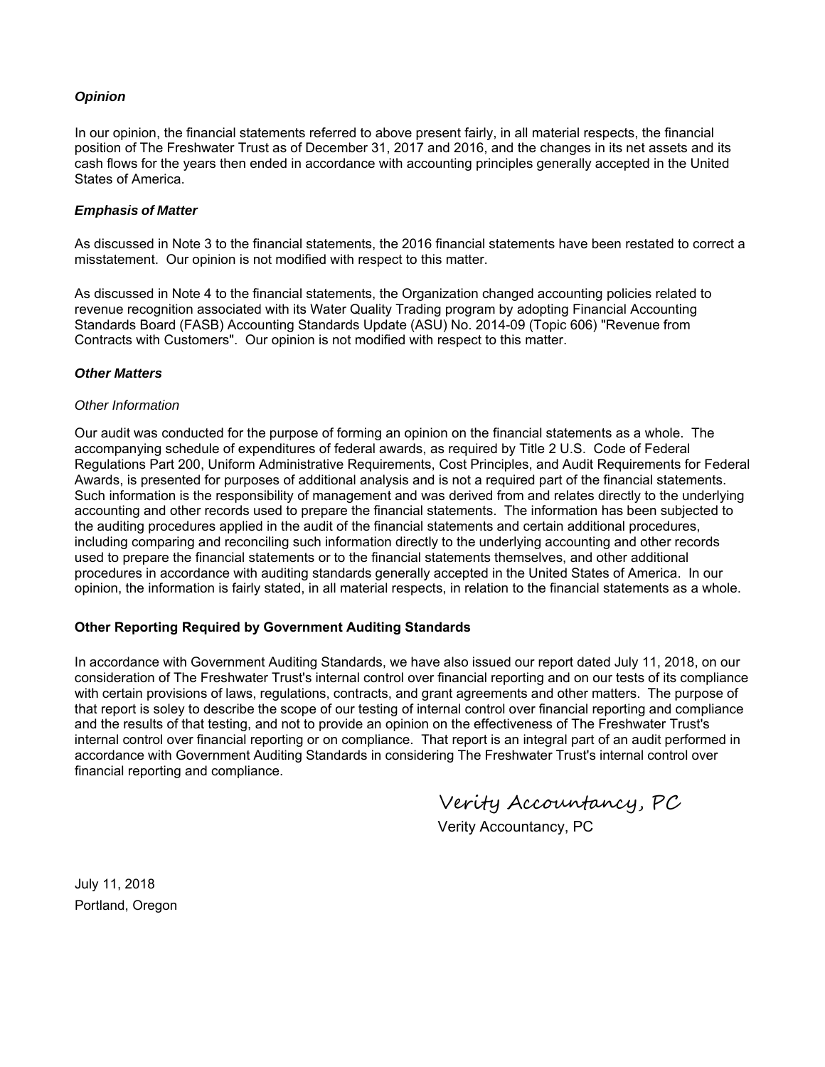### *Opinion*

In our opinion, the financial statements referred to above present fairly, in all material respects, the financial position of The Freshwater Trust as of December 31, 2017 and 2016, and the changes in its net assets and its cash flows for the years then ended in accordance with accounting principles generally accepted in the United States of America.

### *Emphasis of Matter*

As discussed in Note 3 to the financial statements, the 2016 financial statements have been restated to correct a misstatement. Our opinion is not modified with respect to this matter.

As discussed in Note 4 to the financial statements, the Organization changed accounting policies related to revenue recognition associated with its Water Quality Trading program by adopting Financial Accounting Standards Board (FASB) Accounting Standards Update (ASU) No. 2014-09 (Topic 606) "Revenue from Contracts with Customers". Our opinion is not modified with respect to this matter.

### *Other Matters*

*Other Information*

Our audit was conducted for the purpose of forming an opinion on the financial statements as a whole. The accompanying schedule of expenditures of federal awards, as required by Title 2 U.S. Code of Federal Regulations Part 200, Uniform Administrative Requirements, Cost Principles, and Audit Requirements for Federal Awards, is presented for purposes of additional analysis and is not a required part of the financial statements. Such information is the responsibility of management and was derived from and relates directly to the underlying accounting and other records used to prepare the financial statements. The information has been subjected to the auditing procedures applied in the audit of the financial statements and certain additional procedures, including comparing and reconciling such information directly to the underlying accounting and other records used to prepare the financial statements or to the financial statements themselves, and other additional procedures in accordance with auditing standards generally accepted in the United States of America. In our opinion, the information is fairly stated, in all material respects, in relation to the financial statements as a whole.

### Other Reporting Required by Government Auditing Standards

In accordance with Government Auditing Standards, we have also issued our report dated July 11, 2018, on our consideration of The Freshwater Trust's internal control over financial reporting and on our tests of its compliance with certain provisions of laws, regulations, contracts, and grant agreements and other matters. The purpose of that report is soley to describe the scope of our testing of internal control over financial reporting and compliance and the results of that testing, and not to provide an opinion on the effectiveness of The Freshwater Trust's internal control over financial reporting or on compliance. That report is an integral part of an audit performed in accordance with Government Auditing Standards in considering The Freshwater Trust's internal control over financial reporting and compliance.

Verity Accountancy, PC

Verity Accountancy, PC

July 11, 2018
Portland, Oregon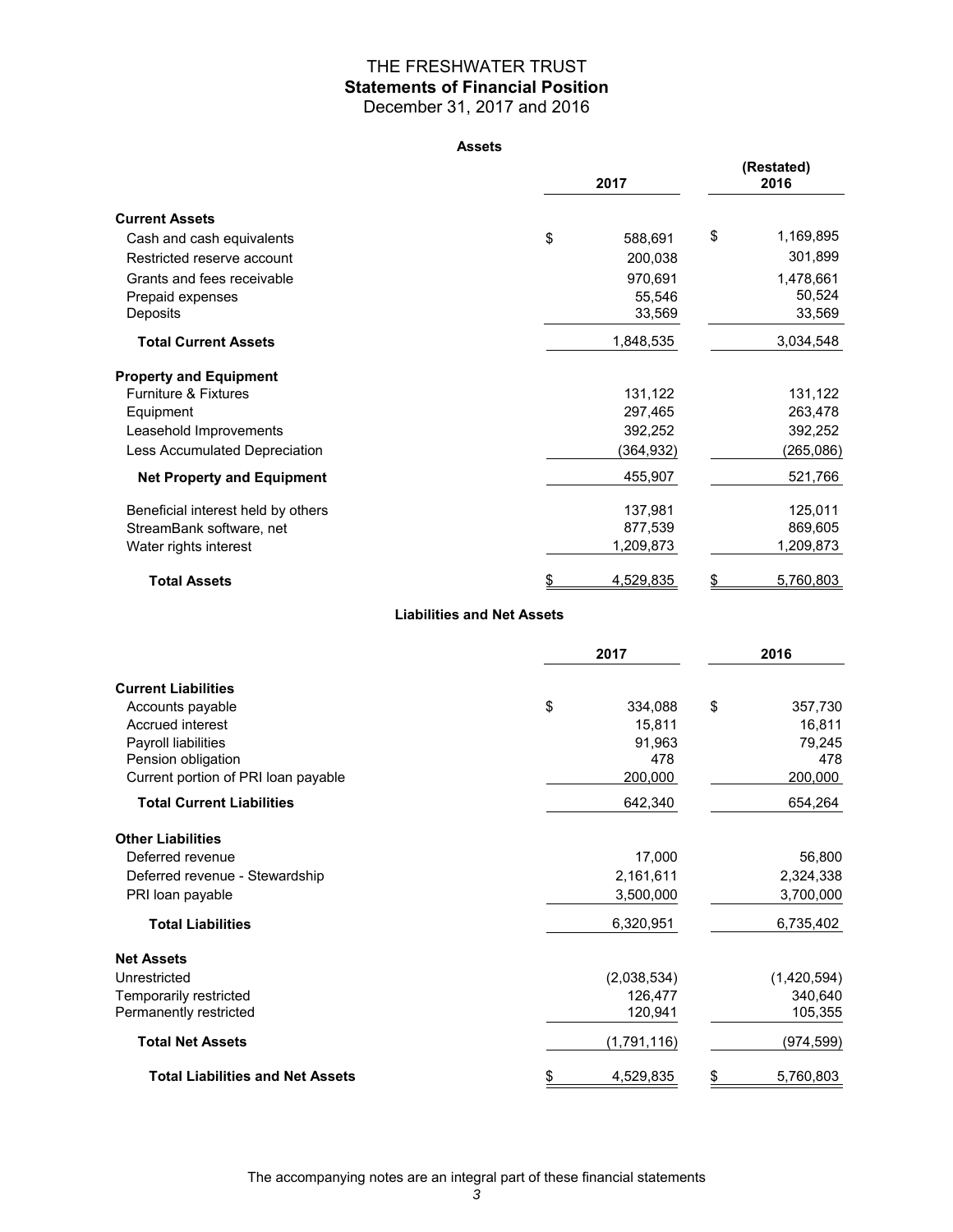# THE FRESHWATER TRUST

## Statements of Financial Position

December 31, 2017 and 2016

### Assets

| | 2017 | (Restated) 2016 |
|---|---|---|
| **Current Assets** | | |
| Cash and cash equivalents | $ 588,691 | $ 1,169,895 |
| Restricted reserve account | 200,038 | 301,899 |
| Grants and fees receivable | 970,691 | 1,478,661 |
| Prepaid expenses | 55,546 | 50,524 |
| Deposits | 33,569 | 33,569 |
| **Total Current Assets** | 1,848,535 | 3,034,548 |
| **Property and Equipment** | | |
| Furniture & Fixtures | 131,122 | 131,122 |
| Equipment | 297,465 | 263,478 |
| Leasehold Improvements | 392,252 | 392,252 |
| Less Accumulated Depreciation | (364,932) | (265,086) |
| **Net Property and Equipment** | 455,907 | 521,766 |
| Beneficial interest held by others | 137,981 | 125,011 |
| StreamBank software, net | 877,539 | 869,605 |
| Water rights interest | 1,209,873 | 1,209,873 |
| **Total Assets** | $ 4,529,835 | $ 5,760,803 |

### Liabilities and Net Assets

| | 2017 | 2016 |
|---|---|---|
| **Current Liabilities** | | |
| Accounts payable | $ 334,088 | $ 357,730 |
| Accrued interest | 15,811 | 16,811 |
| Payroll liabilities | 91,963 | 79,245 |
| Pension obligation | 478 | 478 |
| Current portion of PRI loan payable | 200,000 | 200,000 |
| **Total Current Liabilities** | 642,340 | 654,264 |
| **Other Liabilities** | | |
| Deferred revenue | 17,000 | 56,800 |
| Deferred revenue - Stewardship | 2,161,611 | 2,324,338 |
| PRI loan payable | 3,500,000 | 3,700,000 |
| **Total Liabilities** | 6,320,951 | 6,735,402 |
| **Net Assets** | | |
| Unrestricted | (2,038,534) | (1,420,594) |
| Temporarily restricted | 126,477 | 340,640 |
| Permanently restricted | 120,941 | 105,355 |
| **Total Net Assets** | (1,791,116) | (974,599) |
| **Total Liabilities and Net Assets** | $ 4,529,835 | $ 5,760,803 |

The accompanying notes are an integral part of these financial statements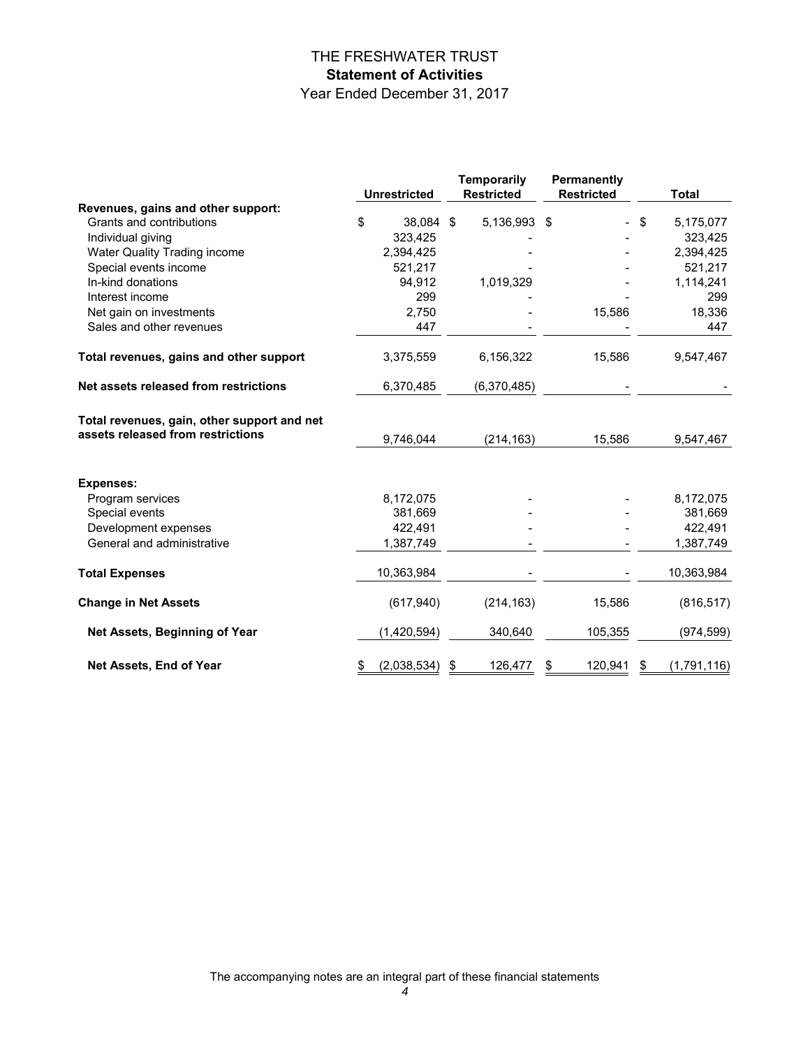# THE FRESHWATER TRUST

## Statement of Activities

Year Ended December 31, 2017

| | Unrestricted | Temporarily Restricted | Permanently Restricted | Total |
|---|---|---|---|---|
| **Revenues, gains and other support:** | | | | |
| Grants and contributions | $ 38,084 | $ 5,136,993 | $ - | $ 5,175,077 |
| Individual giving | 323,425 | - | - | 323,425 |
| Water Quality Trading income | 2,394,425 | - | - | 2,394,425 |
| Special events income | 521,217 | - | - | 521,217 |
| In-kind donations | 94,912 | 1,019,329 | - | 1,114,241 |
| Interest income | 299 | - | - | 299 |
| Net gain on investments | 2,750 | - | 15,586 | 18,336 |
| Sales and other revenues | 447 | - | - | 447 |
| **Total revenues, gains and other support** | 3,375,559 | 6,156,322 | 15,586 | 9,547,467 |
| **Net assets released from restrictions** | 6,370,485 | (6,370,485) | - | - |
| **Total revenues, gain, other support and net assets released from restrictions** | 9,746,044 | (214,163) | 15,586 | 9,547,467 |
| **Expenses:** | | | | |
| Program services | 8,172,075 | - | - | 8,172,075 |
| Special events | 381,669 | - | - | 381,669 |
| Development expenses | 422,491 | - | - | 422,491 |
| General and administrative | 1,387,749 | - | - | 1,387,749 |
| **Total Expenses** | 10,363,984 | - | - | 10,363,984 |
| **Change in Net Assets** | (617,940) | (214,163) | 15,586 | (816,517) |
| **Net Assets, Beginning of Year** | (1,420,594) | 340,640 | 105,355 | (974,599) |
| **Net Assets, End of Year** | $ (2,038,534) | $ 126,477 | $ 120,941 | $ (1,791,116) |

The accompanying notes are an integral part of these financial statements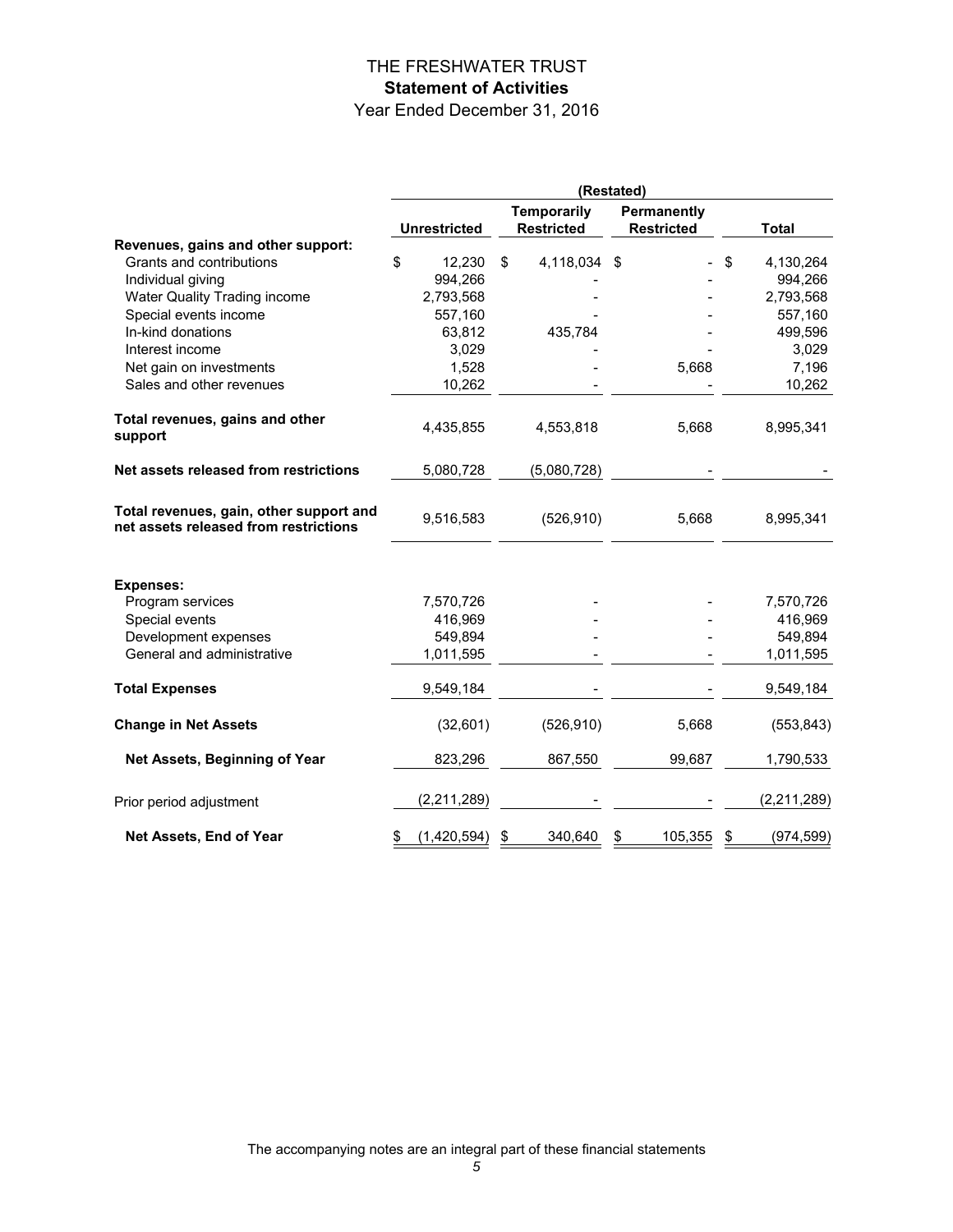# THE FRESHWATER TRUST

## Statement of Activities

Year Ended December 31, 2016

| | (Restated) | | | |
|---|---|---|---|---|
| | Unrestricted | Temporarily Restricted | Permanently Restricted | Total |
| **Revenues, gains and other support:** | | | | |
| Grants and contributions | $ 12,230 | $ 4,118,034 | $ - | $ 4,130,264 |
| Individual giving | 994,266 | - | - | 994,266 |
| Water Quality Trading income | 2,793,568 | - | - | 2,793,568 |
| Special events income | 557,160 | - | - | 557,160 |
| In-kind donations | 63,812 | 435,784 | - | 499,596 |
| Interest income | 3,029 | - | - | 3,029 |
| Net gain on investments | 1,528 | - | 5,668 | 7,196 |
| Sales and other revenues | 10,262 | - | - | 10,262 |
| **Total revenues, gains and other support** | 4,435,855 | 4,553,818 | 5,668 | 8,995,341 |
| **Net assets released from restrictions** | 5,080,728 | (5,080,728) | - | - |
| **Total revenues, gain, other support and net assets released from restrictions** | 9,516,583 | (526,910) | 5,668 | 8,995,341 |
| **Expenses:** | | | | |
| Program services | 7,570,726 | - | - | 7,570,726 |
| Special events | 416,969 | - | - | 416,969 |
| Development expenses | 549,894 | - | - | 549,894 |
| General and administrative | 1,011,595 | - | - | 1,011,595 |
| **Total Expenses** | 9,549,184 | - | - | 9,549,184 |
| **Change in Net Assets** | (32,601) | (526,910) | 5,668 | (553,843) |
| **Net Assets, Beginning of Year** | 823,296 | 867,550 | 99,687 | 1,790,533 |
| Prior period adjustment | (2,211,289) | - | - | (2,211,289) |
| **Net Assets, End of Year** | $ (1,420,594) | $ 340,640 | $ 105,355 | $ (974,599) |

The accompanying notes are an integral part of these financial statements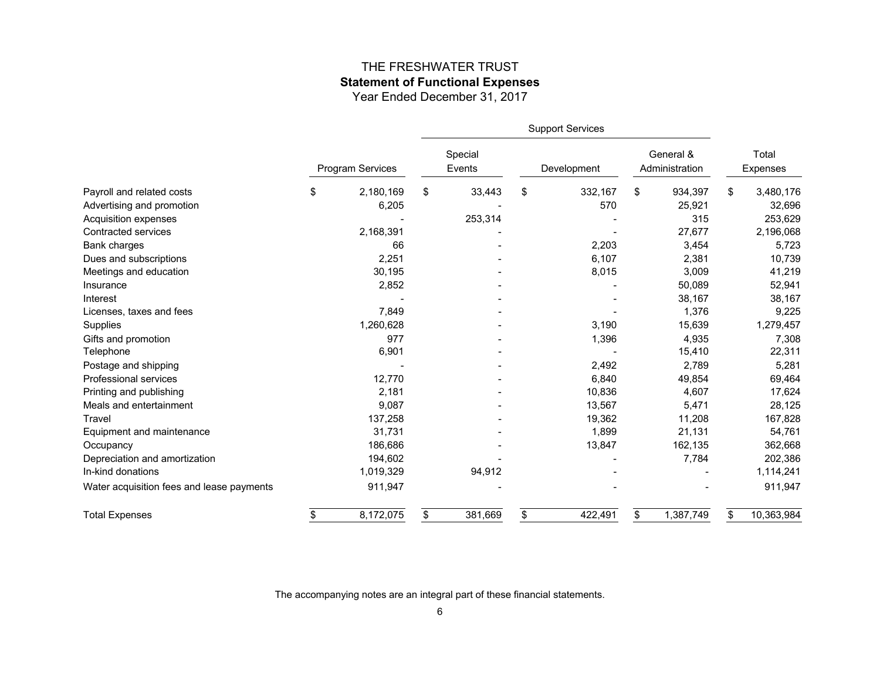# THE FRESHWATER TRUST

## Statement of Functional Expenses

Year Ended December 31, 2017

| | Program Services | Support Services | | | Total Expenses |
|---|---|---|---|---|---|
| | | Special Events | Development | General & Administration | |
| Payroll and related costs | $ 2,180,169 | $ 33,443 | $ 332,167 | $ 934,397 | $ 3,480,176 |
| Advertising and promotion | 6,205 | - | 570 | 25,921 | 32,696 |
| Acquisition expenses | - | 253,314 | - | 315 | 253,629 |
| Contracted services | 2,168,391 | - | - | 27,677 | 2,196,068 |
| Bank charges | 66 | - | 2,203 | 3,454 | 5,723 |
| Dues and subscriptions | 2,251 | - | 6,107 | 2,381 | 10,739 |
| Meetings and education | 30,195 | - | 8,015 | 3,009 | 41,219 |
| Insurance | 2,852 | - | - | 50,089 | 52,941 |
| Interest | - | - | - | 38,167 | 38,167 |
| Licenses, taxes and fees | 7,849 | - | - | 1,376 | 9,225 |
| Supplies | 1,260,628 | - | 3,190 | 15,639 | 1,279,457 |
| Gifts and promotion | 977 | - | 1,396 | 4,935 | 7,308 |
| Telephone | 6,901 | - | - | 15,410 | 22,311 |
| Postage and shipping | - | - | 2,492 | 2,789 | 5,281 |
| Professional services | 12,770 | - | 6,840 | 49,854 | 69,464 |
| Printing and publishing | 2,181 | - | 10,836 | 4,607 | 17,624 |
| Meals and entertainment | 9,087 | - | 13,567 | 5,471 | 28,125 |
| Travel | 137,258 | - | 19,362 | 11,208 | 167,828 |
| Equipment and maintenance | 31,731 | - | 1,899 | 21,131 | 54,761 |
| Occupancy | 186,686 | - | 13,847 | 162,135 | 362,668 |
| Depreciation and amortization | 194,602 | - | - | 7,784 | 202,386 |
| In-kind donations | 1,019,329 | 94,912 | - | - | 1,114,241 |
| Water acquisition fees and lease payments | 911,947 | - | - | - | 911,947 |
| Total Expenses | $ 8,172,075 | $ 381,669 | $ 422,491 | $ 1,387,749 | $ 10,363,984 |

The accompanying notes are an integral part of these financial statements.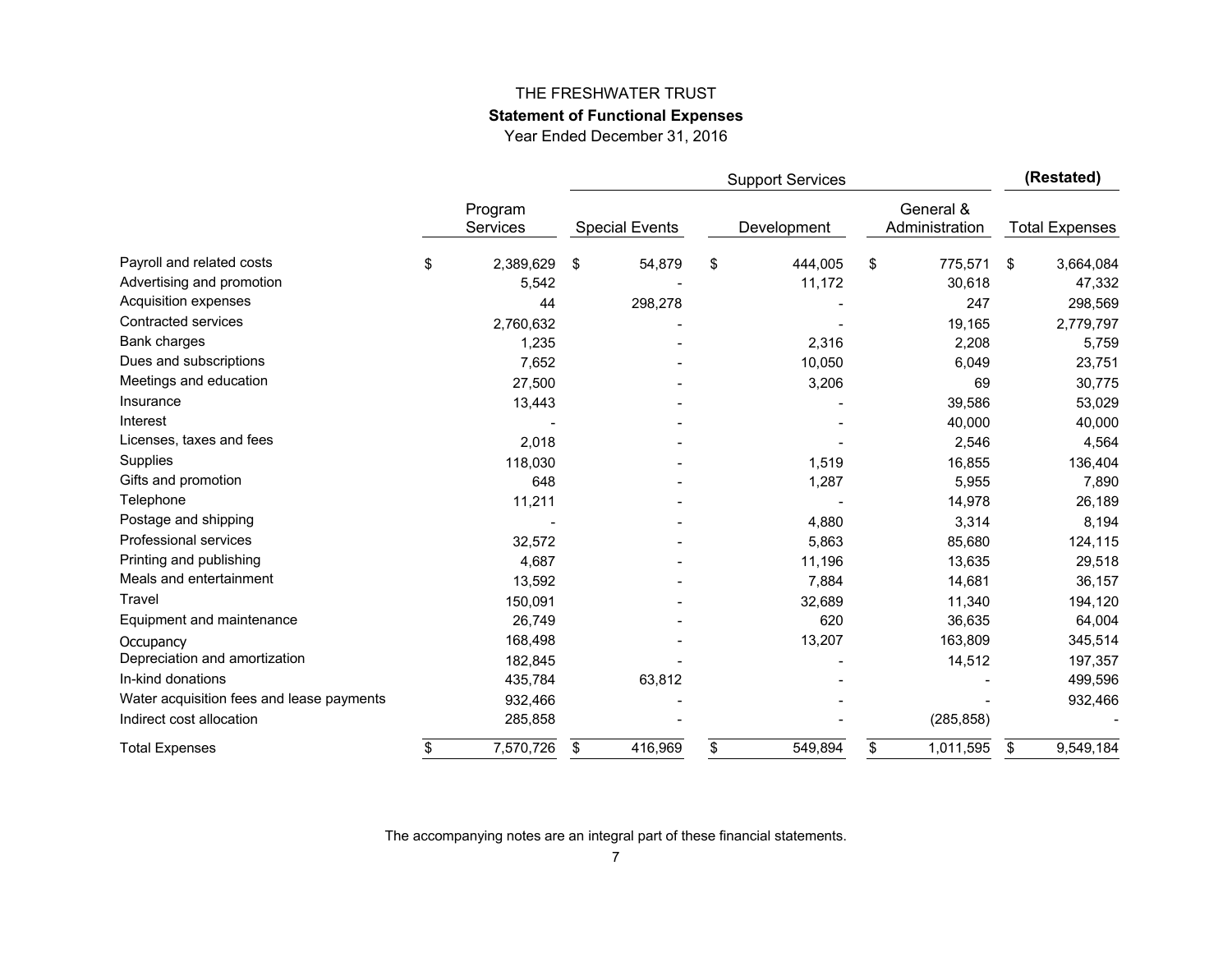# THE FRESHWATER TRUST

## Statement of Functional Expenses

Year Ended December 31, 2016

| | Program Services | Support Services | | | **(Restated)** |
|---|---|---|---|---|---|
| | | Special Events | Development | General & Administration | Total Expenses |
| Payroll and related costs | $ 2,389,629 | $ 54,879 | $ 444,005 | $ 775,571 | $ 3,664,084 |
| Advertising and promotion | 5,542 | - | 11,172 | 30,618 | 47,332 |
| Acquisition expenses | 44 | 298,278 | - | 247 | 298,569 |
| Contracted services | 2,760,632 | - | - | 19,165 | 2,779,797 |
| Bank charges | 1,235 | - | 2,316 | 2,208 | 5,759 |
| Dues and subscriptions | 7,652 | - | 10,050 | 6,049 | 23,751 |
| Meetings and education | 27,500 | - | 3,206 | 69 | 30,775 |
| Insurance | 13,443 | - | - | 39,586 | 53,029 |
| Interest | - | - | - | 40,000 | 40,000 |
| Licenses, taxes and fees | 2,018 | - | - | 2,546 | 4,564 |
| Supplies | 118,030 | - | 1,519 | 16,855 | 136,404 |
| Gifts and promotion | 648 | - | 1,287 | 5,955 | 7,890 |
| Telephone | 11,211 | - | - | 14,978 | 26,189 |
| Postage and shipping | - | - | 4,880 | 3,314 | 8,194 |
| Professional services | 32,572 | - | 5,863 | 85,680 | 124,115 |
| Printing and publishing | 4,687 | - | 11,196 | 13,635 | 29,518 |
| Meals and entertainment | 13,592 | - | 7,884 | 14,681 | 36,157 |
| Travel | 150,091 | - | 32,689 | 11,340 | 194,120 |
| Equipment and maintenance | 26,749 | - | 620 | 36,635 | 64,004 |
| Occupancy | 168,498 | - | 13,207 | 163,809 | 345,514 |
| Depreciation and amortization | 182,845 | - | - | 14,512 | 197,357 |
| In-kind donations | 435,784 | 63,812 | - | - | 499,596 |
| Water acquisition fees and lease payments | 932,466 | - | - | - | 932,466 |
| Indirect cost allocation | 285,858 | - | - | (285,858) | - |
| Total Expenses | $ 7,570,726 | $ 416,969 | $ 549,894 | $ 1,011,595 | $ 9,549,184 |

The accompanying notes are an integral part of these financial statements.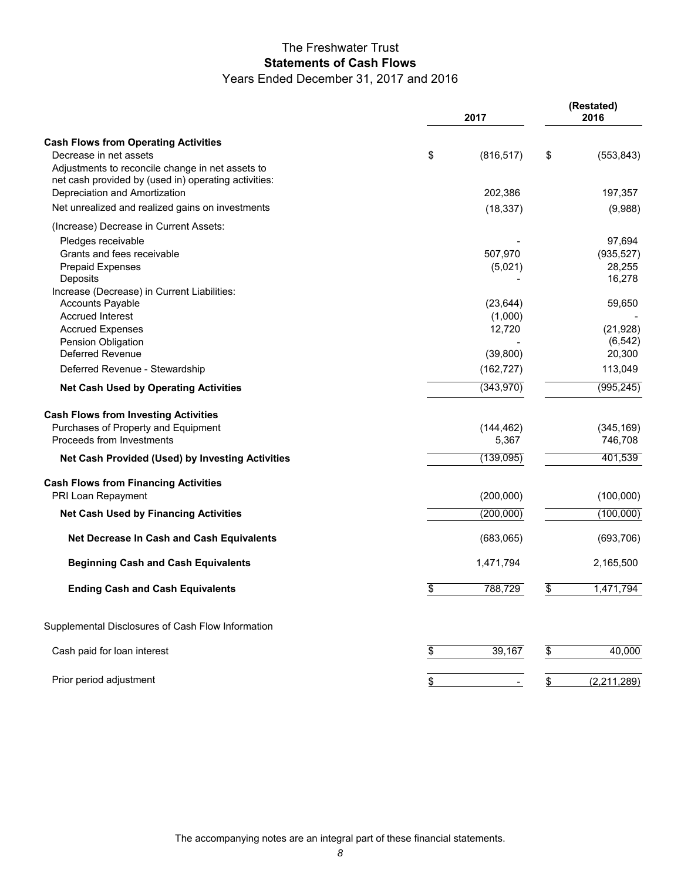# The Freshwater Trust

## Statements of Cash Flows

Years Ended December 31, 2017 and 2016

| | 2017 | (Restated) 2016 |
|---|---|---|
| **Cash Flows from Operating Activities** | | |
| Decrease in net assets | $ (816,517) | $ (553,843) |
| Adjustments to reconcile change in net assets to net cash provided by (used in) operating activities: | | |
| Depreciation and Amortization | 202,386 | 197,357 |
| Net unrealized and realized gains on investments | (18,337) | (9,988) |
| (Increase) Decrease in Current Assets: | | |
| Pledges receivable | - | 97,694 |
| Grants and fees receivable | 507,970 | (935,527) |
| Prepaid Expenses | (5,021) | 28,255 |
| Deposits | - | 16,278 |
| Increase (Decrease) in Current Liabilities: | | |
| Accounts Payable | (23,644) | 59,650 |
| Accrued Interest | (1,000) | - |
| Accrued Expenses | 12,720 | (21,928) |
| Pension Obligation | - | (6,542) |
| Deferred Revenue | (39,800) | 20,300 |
| Deferred Revenue - Stewardship | (162,727) | 113,049 |
| **Net Cash Used by Operating Activities** | (343,970) | (995,245) |
| **Cash Flows from Investing Activities** | | |
| Purchases of Property and Equipment | (144,462) | (345,169) |
| Proceeds from Investments | 5,367 | 746,708 |
| **Net Cash Provided (Used) by Investing Activities** | (139,095) | 401,539 |
| **Cash Flows from Financing Activities** | | |
| PRI Loan Repayment | (200,000) | (100,000) |
| **Net Cash Used by Financing Activities** | (200,000) | (100,000) |
| **Net Decrease In Cash and Cash Equivalents** | (683,065) | (693,706) |
| **Beginning Cash and Cash Equivalents** | 1,471,794 | 2,165,500 |
| **Ending Cash and Cash Equivalents** | $ 788,729 | $ 1,471,794 |
| Supplemental Disclosures of Cash Flow Information | | |
| Cash paid for loan interest | $ 39,167 | $ 40,000 |
| Prior period adjustment | $ - | $ (2,211,289) |

The accompanying notes are an integral part of these financial statements.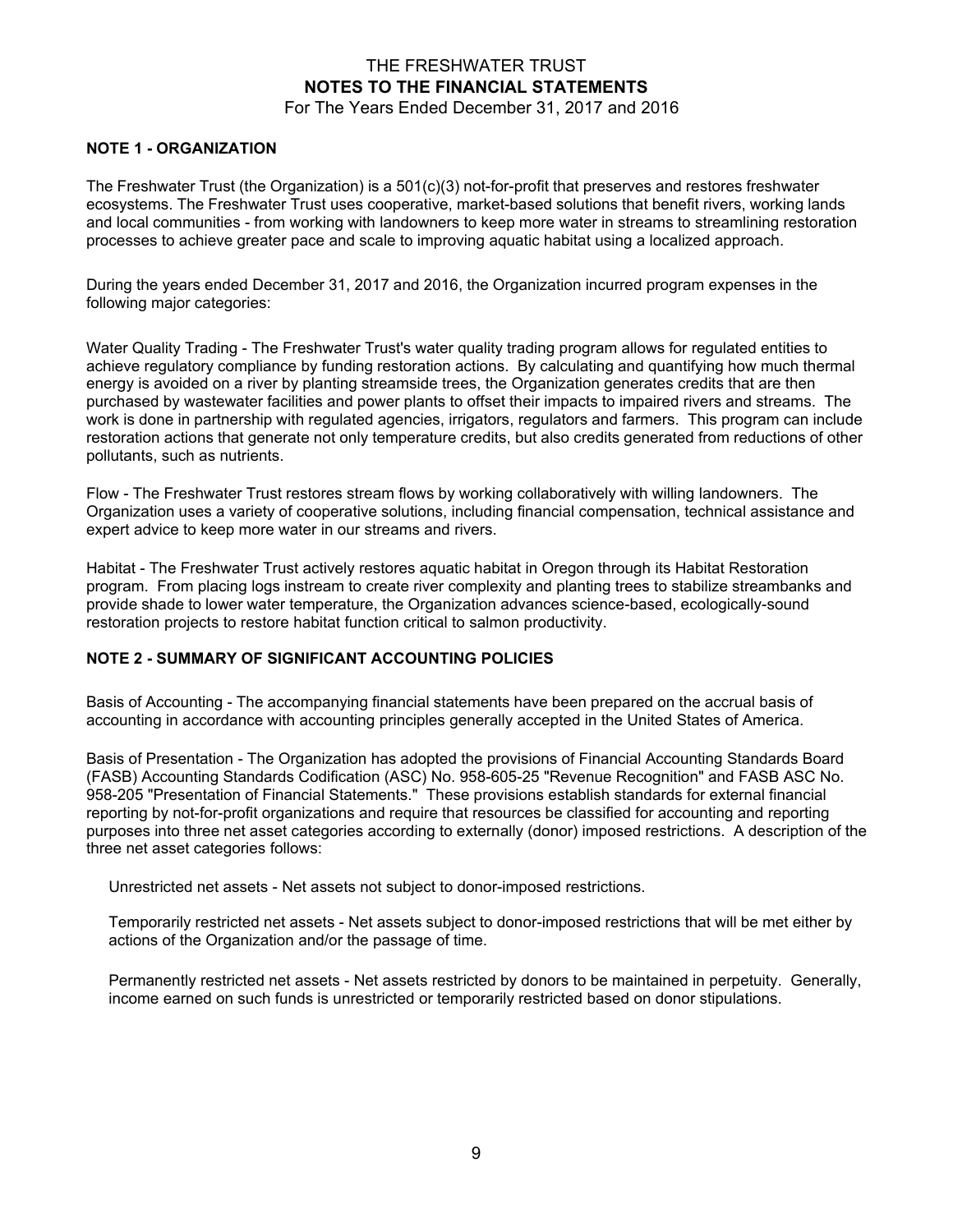# THE FRESHWATER TRUST
## NOTES TO THE FINANCIAL STATEMENTS
For The Years Ended December 31, 2017 and 2016

### NOTE 1 - ORGANIZATION

The Freshwater Trust (the Organization) is a 501(c)(3) not-for-profit that preserves and restores freshwater ecosystems. The Freshwater Trust uses cooperative, market-based solutions that benefit rivers, working lands and local communities - from working with landowners to keep more water in streams to streamlining restoration processes to achieve greater pace and scale to improving aquatic habitat using a localized approach.

During the years ended December 31, 2017 and 2016, the Organization incurred program expenses in the following major categories:

Water Quality Trading - The Freshwater Trust's water quality trading program allows for regulated entities to achieve regulatory compliance by funding restoration actions. By calculating and quantifying how much thermal energy is avoided on a river by planting streamside trees, the Organization generates credits that are then purchased by wastewater facilities and power plants to offset their impacts to impaired rivers and streams. The work is done in partnership with regulated agencies, irrigators, regulators and farmers. This program can include restoration actions that generate not only temperature credits, but also credits generated from reductions of other pollutants, such as nutrients.

Flow - The Freshwater Trust restores stream flows by working collaboratively with willing landowners. The Organization uses a variety of cooperative solutions, including financial compensation, technical assistance and expert advice to keep more water in our streams and rivers.

Habitat - The Freshwater Trust actively restores aquatic habitat in Oregon through its Habitat Restoration program. From placing logs instream to create river complexity and planting trees to stabilize streambanks and provide shade to lower water temperature, the Organization advances science-based, ecologically-sound restoration projects to restore habitat function critical to salmon productivity.

### NOTE 2 - SUMMARY OF SIGNIFICANT ACCOUNTING POLICIES

Basis of Accounting - The accompanying financial statements have been prepared on the accrual basis of accounting in accordance with accounting principles generally accepted in the United States of America.

Basis of Presentation - The Organization has adopted the provisions of Financial Accounting Standards Board (FASB) Accounting Standards Codification (ASC) No. 958-605-25 "Revenue Recognition" and FASB ASC No. 958-205 "Presentation of Financial Statements." These provisions establish standards for external financial reporting by not-for-profit organizations and require that resources be classified for accounting and reporting purposes into three net asset categories according to externally (donor) imposed restrictions. A description of the three net asset categories follows:

Unrestricted net assets - Net assets not subject to donor-imposed restrictions.

Temporarily restricted net assets - Net assets subject to donor-imposed restrictions that will be met either by actions of the Organization and/or the passage of time.

Permanently restricted net assets - Net assets restricted by donors to be maintained in perpetuity. Generally, income earned on such funds is unrestricted or temporarily restricted based on donor stipulations.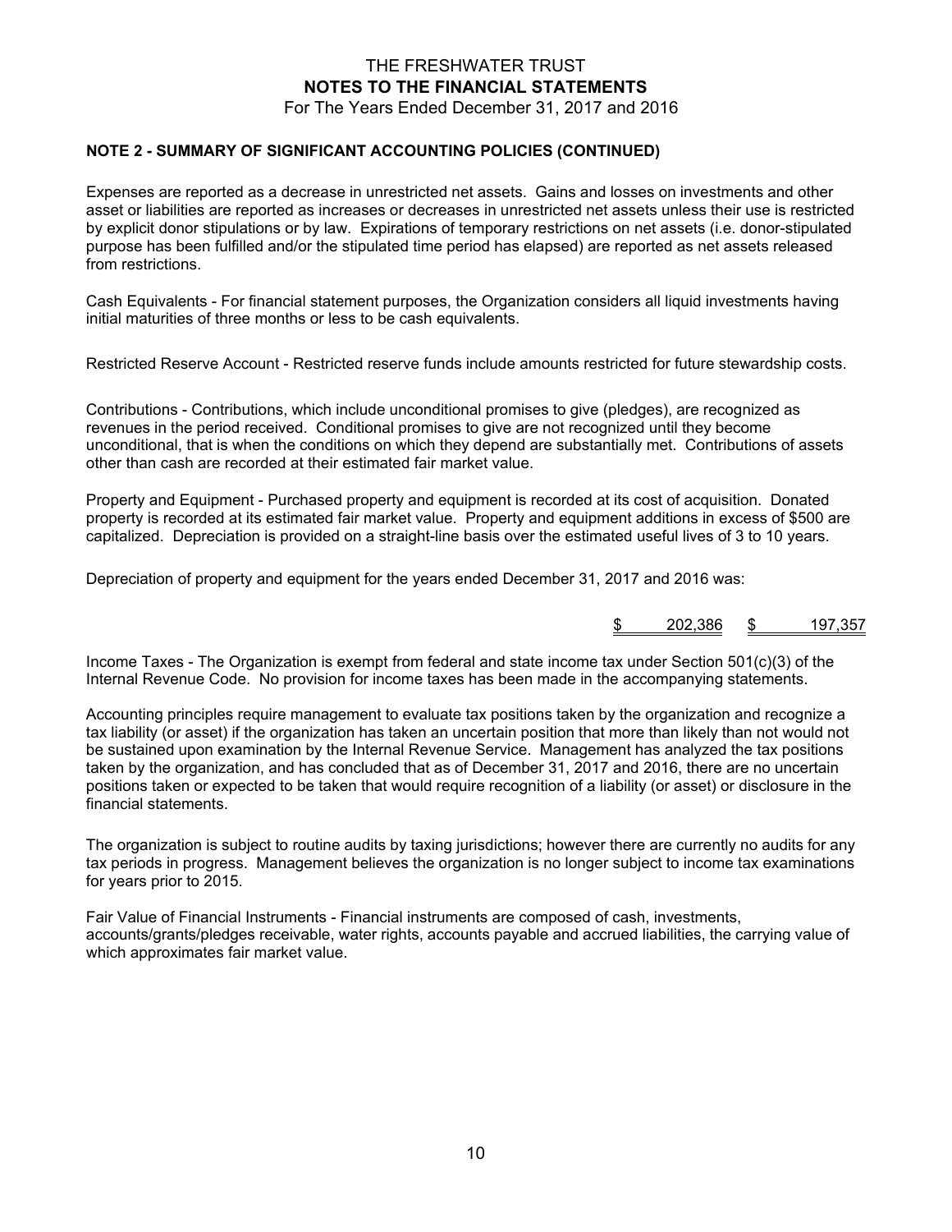## NOTE 2 - SUMMARY OF SIGNIFICANT ACCOUNTING POLICIES (CONTINUED)

Expenses are reported as a decrease in unrestricted net assets. Gains and losses on investments and other asset or liabilities are reported as increases or decreases in unrestricted net assets unless their use is restricted by explicit donor stipulations or by law. Expirations of temporary restrictions on net assets (i.e. donor-stipulated purpose has been fulfilled and/or the stipulated time period has elapsed) are reported as net assets released from restrictions.

Cash Equivalents - For financial statement purposes, the Organization considers all liquid investments having initial maturities of three months or less to be cash equivalents.

Restricted Reserve Account - Restricted reserve funds include amounts restricted for future stewardship costs.

Contributions - Contributions, which include unconditional promises to give (pledges), are recognized as revenues in the period received. Conditional promises to give are not recognized until they become unconditional, that is when the conditions on which they depend are substantially met. Contributions of assets other than cash are recorded at their estimated fair market value.

Property and Equipment - Purchased property and equipment is recorded at its cost of acquisition. Donated property is recorded at its estimated fair market value. Property and equipment additions in excess of $500 are capitalized. Depreciation is provided on a straight-line basis over the estimated useful lives of 3 to 10 years.

Depreciation of property and equipment for the years ended December 31, 2017 and 2016 was:

| 2017 | 2016 |
|---|---|
| $ 202,386 | $ 197,357 |

Income Taxes - The Organization is exempt from federal and state income tax under Section 501(c)(3) of the Internal Revenue Code. No provision for income taxes has been made in the accompanying statements.

Accounting principles require management to evaluate tax positions taken by the organization and recognize a tax liability (or asset) if the organization has taken an uncertain position that more than likely than not would not be sustained upon examination by the Internal Revenue Service. Management has analyzed the tax positions taken by the organization, and has concluded that as of December 31, 2017 and 2016, there are no uncertain positions taken or expected to be taken that would require recognition of a liability (or asset) or disclosure in the financial statements.

The organization is subject to routine audits by taxing jurisdictions; however there are currently no audits for any tax periods in progress. Management believes the organization is no longer subject to income tax examinations for years prior to 2015.

Fair Value of Financial Instruments - Financial instruments are composed of cash, investments, accounts/grants/pledges receivable, water rights, accounts payable and accrued liabilities, the carrying value of which approximates fair market value.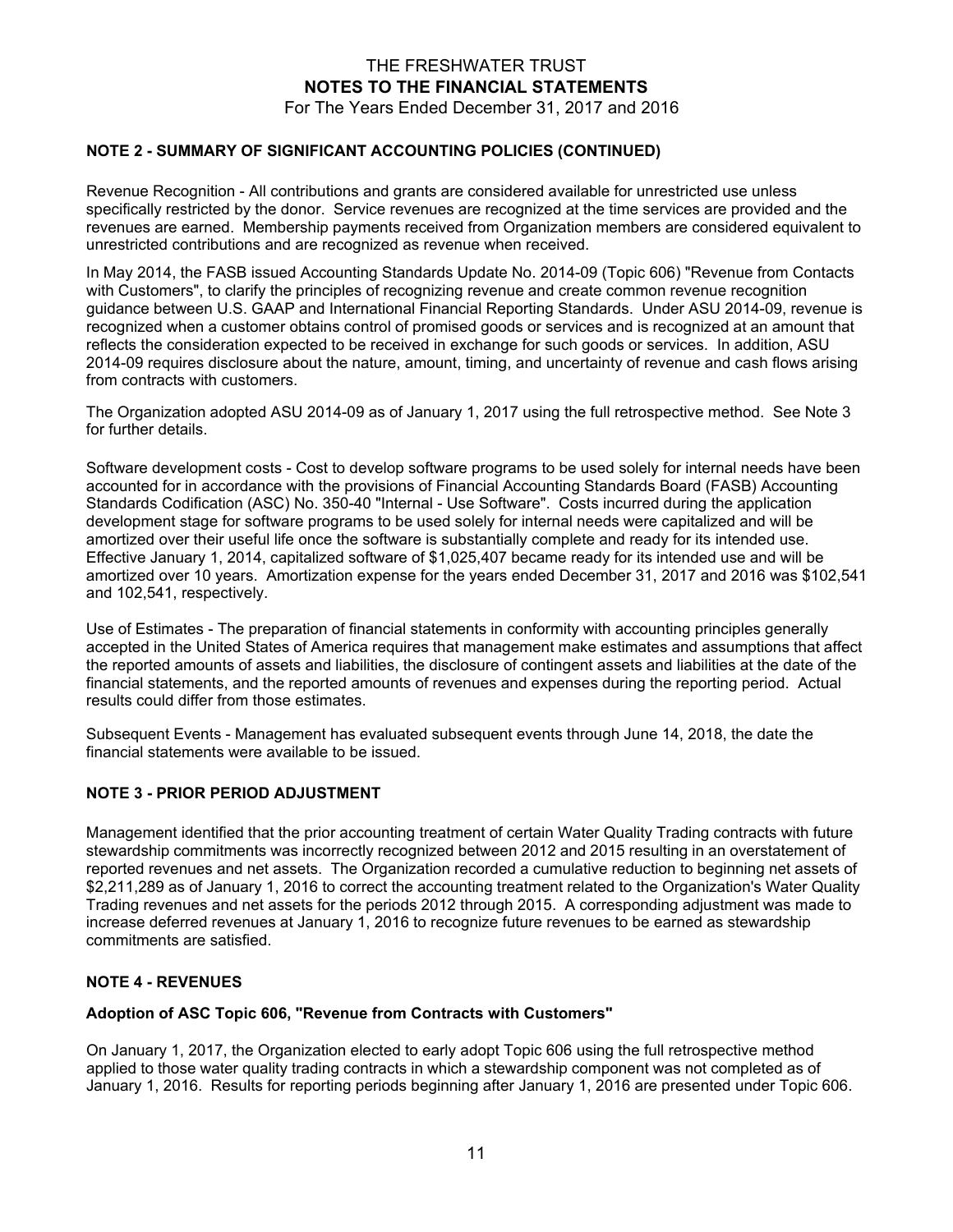## NOTE 2 - SUMMARY OF SIGNIFICANT ACCOUNTING POLICIES (CONTINUED)

Revenue Recognition - All contributions and grants are considered available for unrestricted use unless specifically restricted by the donor. Service revenues are recognized at the time services are provided and the revenues are earned. Membership payments received from Organization members are considered equivalent to unrestricted contributions and are recognized as revenue when received.

In May 2014, the FASB issued Accounting Standards Update No. 2014-09 (Topic 606) "Revenue from Contacts with Customers", to clarify the principles of recognizing revenue and create common revenue recognition guidance between U.S. GAAP and International Financial Reporting Standards. Under ASU 2014-09, revenue is recognized when a customer obtains control of promised goods or services and is recognized at an amount that reflects the consideration expected to be received in exchange for such goods or services. In addition, ASU 2014-09 requires disclosure about the nature, amount, timing, and uncertainty of revenue and cash flows arising from contracts with customers.

The Organization adopted ASU 2014-09 as of January 1, 2017 using the full retrospective method. See Note 3 for further details.

Software development costs - Cost to develop software programs to be used solely for internal needs have been accounted for in accordance with the provisions of Financial Accounting Standards Board (FASB) Accounting Standards Codification (ASC) No. 350-40 "Internal - Use Software". Costs incurred during the application development stage for software programs to be used solely for internal needs were capitalized and will be amortized over their useful life once the software is substantially complete and ready for its intended use. Effective January 1, 2014, capitalized software of $1,025,407 became ready for its intended use and will be amortized over 10 years. Amortization expense for the years ended December 31, 2017 and 2016 was $102,541 and 102,541, respectively.

Use of Estimates - The preparation of financial statements in conformity with accounting principles generally accepted in the United States of America requires that management make estimates and assumptions that affect the reported amounts of assets and liabilities, the disclosure of contingent assets and liabilities at the date of the financial statements, and the reported amounts of revenues and expenses during the reporting period. Actual results could differ from those estimates.

Subsequent Events - Management has evaluated subsequent events through June 14, 2018, the date the financial statements were available to be issued.

## NOTE 3 - PRIOR PERIOD ADJUSTMENT

Management identified that the prior accounting treatment of certain Water Quality Trading contracts with future stewardship commitments was incorrectly recognized between 2012 and 2015 resulting in an overstatement of reported revenues and net assets. The Organization recorded a cumulative reduction to beginning net assets of $2,211,289 as of January 1, 2016 to correct the accounting treatment related to the Organization's Water Quality Trading revenues and net assets for the periods 2012 through 2015. A corresponding adjustment was made to increase deferred revenues at January 1, 2016 to recognize future revenues to be earned as stewardship commitments are satisfied.

## NOTE 4 - REVENUES

### Adoption of ASC Topic 606, "Revenue from Contracts with Customers"

On January 1, 2017, the Organization elected to early adopt Topic 606 using the full retrospective method applied to those water quality trading contracts in which a stewardship component was not completed as of January 1, 2016. Results for reporting periods beginning after January 1, 2016 are presented under Topic 606.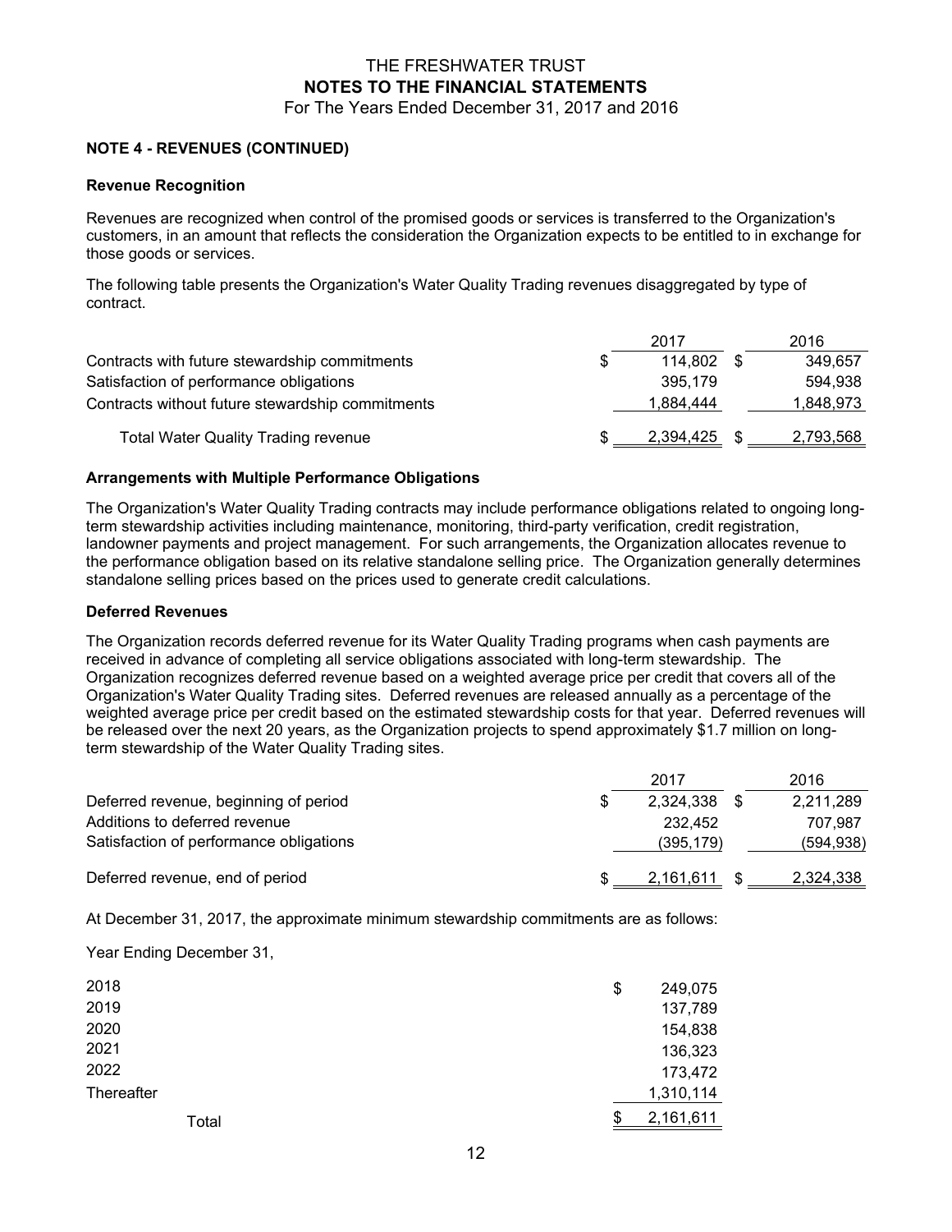# THE FRESHWATER TRUST
## NOTES TO THE FINANCIAL STATEMENTS
For The Years Ended December 31, 2017 and 2016

### NOTE 4 - REVENUES (CONTINUED)

**Revenue Recognition**

Revenues are recognized when control of the promised goods or services is transferred to the Organization's customers, in an amount that reflects the consideration the Organization expects to be entitled to in exchange for those goods or services.

The following table presents the Organization's Water Quality Trading revenues disaggregated by type of contract.

| | 2017 | 2016 |
|---|---|---|
| Contracts with future stewardship commitments | $ 114,802 | $ 349,657 |
| Satisfaction of performance obligations | 395,179 | 594,938 |
| Contracts without future stewardship commitments | 1,884,444 | 1,848,973 |
| Total Water Quality Trading revenue | $ 2,394,425 | $ 2,793,568 |

**Arrangements with Multiple Performance Obligations**

The Organization's Water Quality Trading contracts may include performance obligations related to ongoing long-term stewardship activities including maintenance, monitoring, third-party verification, credit registration, landowner payments and project management. For such arrangements, the Organization allocates revenue to the performance obligation based on its relative standalone selling price. The Organization generally determines standalone selling prices based on the prices used to generate credit calculations.

**Deferred Revenues**

The Organization records deferred revenue for its Water Quality Trading programs when cash payments are received in advance of completing all service obligations associated with long-term stewardship. The Organization recognizes deferred revenue based on a weighted average price per credit that covers all of the Organization's Water Quality Trading sites. Deferred revenues are released annually as a percentage of the weighted average price per credit based on the estimated stewardship costs for that year. Deferred revenues will be released over the next 20 years, as the Organization projects to spend approximately $1.7 million on long-term stewardship of the Water Quality Trading sites.

| | 2017 | 2016 |
|---|---|---|
| Deferred revenue, beginning of period | $ 2,324,338 | $ 2,211,289 |
| Additions to deferred revenue | 232,452 | 707,987 |
| Satisfaction of performance obligations | (395,179) | (594,938) |
| Deferred revenue, end of period | $ 2,161,611 | $ 2,324,338 |

At December 31, 2017, the approximate minimum stewardship commitments are as follows:

Year Ending December 31,

| | |
|---|---|
| 2018 | $ 249,075 |
| 2019 | 137,789 |
| 2020 | 154,838 |
| 2021 | 136,323 |
| 2022 | 173,472 |
| Thereafter | 1,310,114 |
| Total | $ 2,161,611 |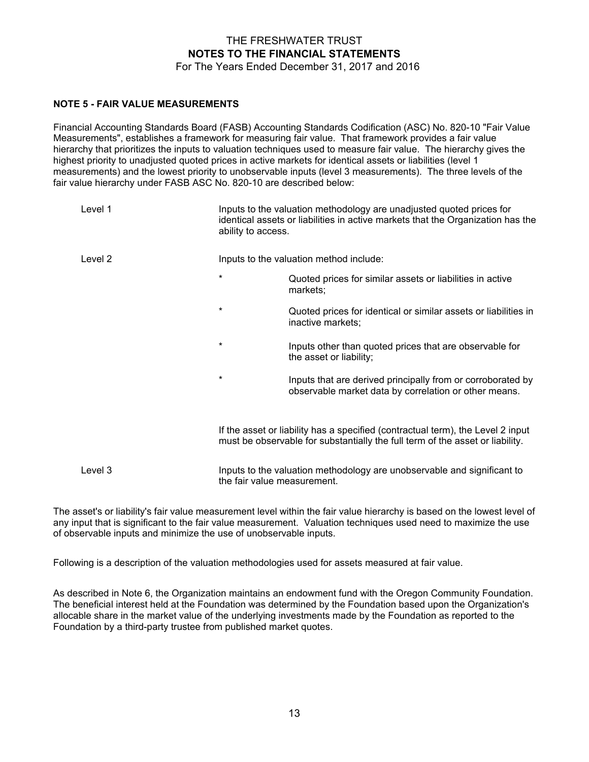## NOTE 5 - FAIR VALUE MEASUREMENTS

Financial Accounting Standards Board (FASB) Accounting Standards Codification (ASC) No. 820-10 "Fair Value Measurements", establishes a framework for measuring fair value. That framework provides a fair value hierarchy that prioritizes the inputs to valuation techniques used to measure fair value. The hierarchy gives the highest priority to unadjusted quoted prices in active markets for identical assets or liabilities (level 1 measurements) and the lowest priority to unobservable inputs (level 3 measurements). The three levels of the fair value hierarchy under FASB ASC No. 820-10 are described below:

Level 1 — Inputs to the valuation methodology are unadjusted quoted prices for identical assets or liabilities in active markets that the Organization has the ability to access.

Level 2 — Inputs to the valuation method include:

- Quoted prices for similar assets or liabilities in active markets;
- Quoted prices for identical or similar assets or liabilities in inactive markets;
- Inputs other than quoted prices that are observable for the asset or liability;
- Inputs that are derived principally from or corroborated by observable market data by correlation or other means.

If the asset or liability has a specified (contractual term), the Level 2 input must be observable for substantially the full term of the asset or liability.

Level 3 — Inputs to the valuation methodology are unobservable and significant to the fair value measurement.

The asset's or liability's fair value measurement level within the fair value hierarchy is based on the lowest level of any input that is significant to the fair value measurement. Valuation techniques used need to maximize the use of observable inputs and minimize the use of unobservable inputs.

Following is a description of the valuation methodologies used for assets measured at fair value.

As described in Note 6, the Organization maintains an endowment fund with the Oregon Community Foundation. The beneficial interest held at the Foundation was determined by the Foundation based upon the Organization's allocable share in the market value of the underlying investments made by the Foundation as reported to the Foundation by a third-party trustee from published market quotes.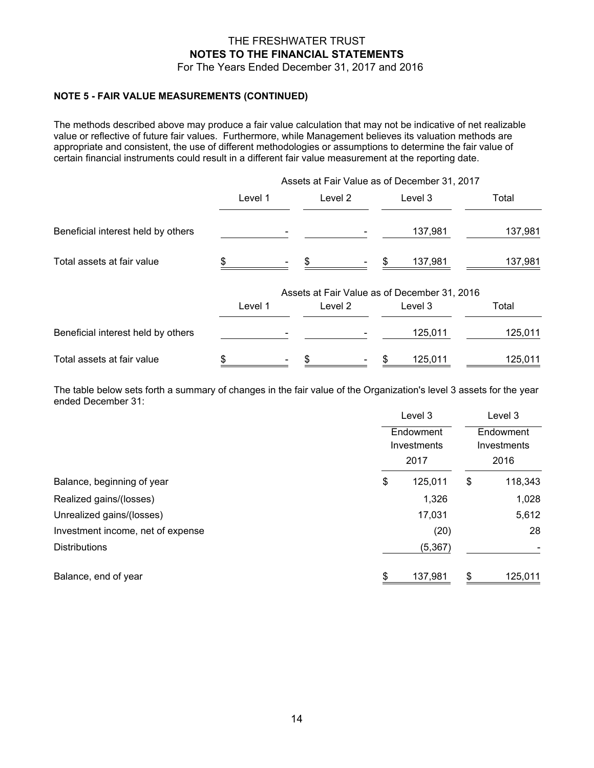#### NOTE 5 - FAIR VALUE MEASUREMENTS (CONTINUED)

The methods described above may produce a fair value calculation that may not be indicative of net realizable value or reflective of future fair values. Furthermore, while Management believes its valuation methods are appropriate and consistent, the use of different methodologies or assumptions to determine the fair value of certain financial instruments could result in a different fair value measurement at the reporting date.

| | Assets at Fair Value as of December 31, 2017 | | | |
|---|---|---|---|---|
| | Level 1 | Level 2 | Level 3 | Total |
| Beneficial interest held by others | - | - | 137,981 | 137,981 |
| Total assets at fair value | $ - | $ - | $ 137,981 | 137,981 |

| | Assets at Fair Value as of December 31, 2016 | | | |
|---|---|---|---|---|
| | Level 1 | Level 2 | Level 3 | Total |
| Beneficial interest held by others | - | - | 125,011 | 125,011 |
| Total assets at fair value | $ - | $ - | $ 125,011 | 125,011 |

The table below sets forth a summary of changes in the fair value of the Organization's level 3 assets for the year ended December 31:

| | Level 3 Endowment Investments 2017 | Level 3 Endowment Investments 2016 |
|---|---|---|
| Balance, beginning of year | $ 125,011 | $ 118,343 |
| Realized gains/(losses) | 1,326 | 1,028 |
| Unrealized gains/(losses) | 17,031 | 5,612 |
| Investment income, net of expense | (20) | 28 |
| Distributions | (5,367) | - |
| Balance, end of year | $ 137,981 | $ 125,011 |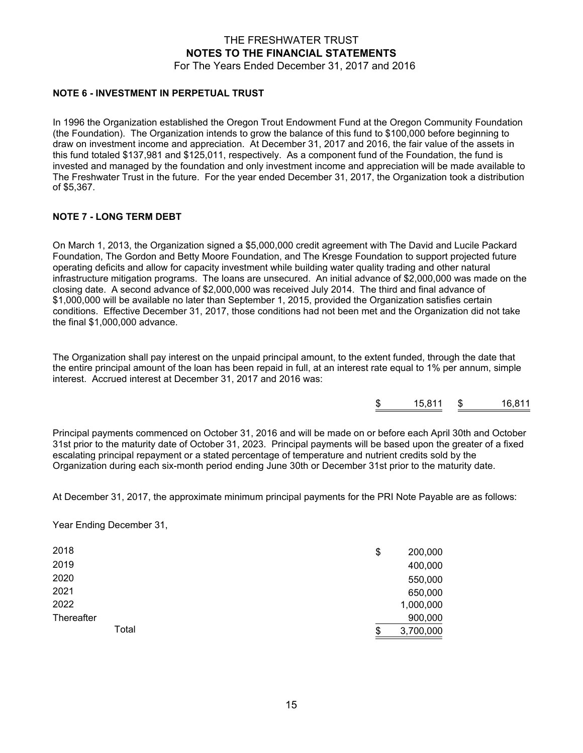THE FRESHWATER TRUST
**NOTES TO THE FINANCIAL STATEMENTS**
For The Years Ended December 31, 2017 and 2016

**NOTE 6 - INVESTMENT IN PERPETUAL TRUST**

In 1996 the Organization established the Oregon Trout Endowment Fund at the Oregon Community Foundation (the Foundation). The Organization intends to grow the balance of this fund to $100,000 before beginning to draw on investment income and appreciation. At December 31, 2017 and 2016, the fair value of the assets in this fund totaled $137,981 and $125,011, respectively. As a component fund of the Foundation, the fund is invested and managed by the foundation and only investment income and appreciation will be made available to The Freshwater Trust in the future. For the year ended December 31, 2017, the Organization took a distribution of $5,367.

**NOTE 7 - LONG TERM DEBT**

On March 1, 2013, the Organization signed a $5,000,000 credit agreement with The David and Lucile Packard Foundation, The Gordon and Betty Moore Foundation, and The Kresge Foundation to support projected future operating deficits and allow for capacity investment while building water quality trading and other natural infrastructure mitigation programs. The loans are unsecured. An initial advance of $2,000,000 was made on the closing date. A second advance of $2,000,000 was received July 2014. The third and final advance of $1,000,000 will be available no later than September 1, 2015, provided the Organization satisfies certain conditions. Effective December 31, 2017, those conditions had not been met and the Organization did not take the final $1,000,000 advance.

The Organization shall pay interest on the unpaid principal amount, to the extent funded, through the date that the entire principal amount of the loan has been repaid in full, at an interest rate equal to 1% per annum, simple interest. Accrued interest at December 31, 2017 and 2016 was:

| 2017 | 2016 |
|---|---|
| $ 15,811 | $ 16,811 |

Principal payments commenced on October 31, 2016 and will be made on or before each April 30th and October 31st prior to the maturity date of October 31, 2023. Principal payments will be based upon the greater of a fixed escalating principal repayment or a stated percentage of temperature and nutrient credits sold by the Organization during each six-month period ending June 30th or December 31st prior to the maturity date.

At December 31, 2017, the approximate minimum principal payments for the PRI Note Payable are as follows:

Year Ending December 31,

| | |
|---|---|
| 2018 | $ 200,000 |
| 2019 | 400,000 |
| 2020 | 550,000 |
| 2021 | 650,000 |
| 2022 | 1,000,000 |
| Thereafter | 900,000 |
| Total | $ 3,700,000 |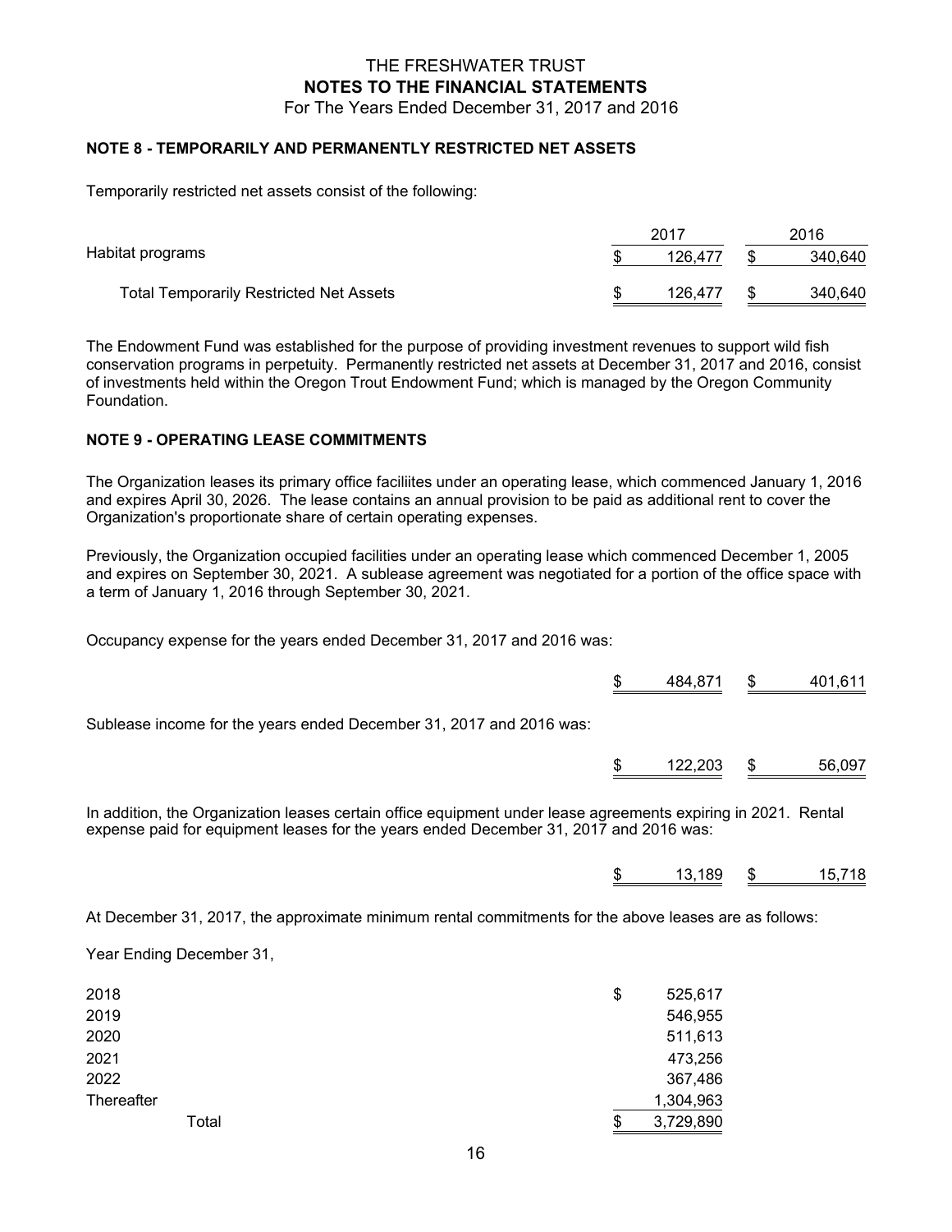THE FRESHWATER TRUST
**NOTES TO THE FINANCIAL STATEMENTS**
For The Years Ended December 31, 2017 and 2016

### NOTE 8 - TEMPORARILY AND PERMANENTLY RESTRICTED NET ASSETS

Temporarily restricted net assets consist of the following:

| | 2017 | 2016 |
|---|---|---|
| Habitat programs | $ 126,477 | $ 340,640 |
| Total Temporarily Restricted Net Assets | $ 126,477 | $ 340,640 |

The Endowment Fund was established for the purpose of providing investment revenues to support wild fish conservation programs in perpetuity. Permanently restricted net assets at December 31, 2017 and 2016, consist of investments held within the Oregon Trout Endowment Fund; which is managed by the Oregon Community Foundation.

### NOTE 9 - OPERATING LEASE COMMITMENTS

The Organization leases its primary office faciliites under an operating lease, which commenced January 1, 2016 and expires April 30, 2026. The lease contains an annual provision to be paid as additional rent to cover the Organization's proportionate share of certain operating expenses.

Previously, the Organization occupied facilities under an operating lease which commenced December 1, 2005 and expires on September 30, 2021. A sublease agreement was negotiated for a portion of the office space with a term of January 1, 2016 through September 30, 2021.

Occupancy expense for the years ended December 31, 2017 and 2016 was:

| | 2017 | 2016 |
|---|---|---|
| | $ 484,871 | $ 401,611 |

Sublease income for the years ended December 31, 2017 and 2016 was:

| | 2017 | 2016 |
|---|---|---|
| | $ 122,203 | $ 56,097 |

In addition, the Organization leases certain office equipment under lease agreements expiring in 2021. Rental expense paid for equipment leases for the years ended December 31, 2017 and 2016 was:

| | 2017 | 2016 |
|---|---|---|
| | $ 13,189 | $ 15,718 |

At December 31, 2017, the approximate minimum rental commitments for the above leases are as follows:

Year Ending December 31,

| | |
|---|---|
| 2018 | $ 525,617 |
| 2019 | 546,955 |
| 2020 | 511,613 |
| 2021 | 473,256 |
| 2022 | 367,486 |
| Thereafter | 1,304,963 |
| Total | $ 3,729,890 |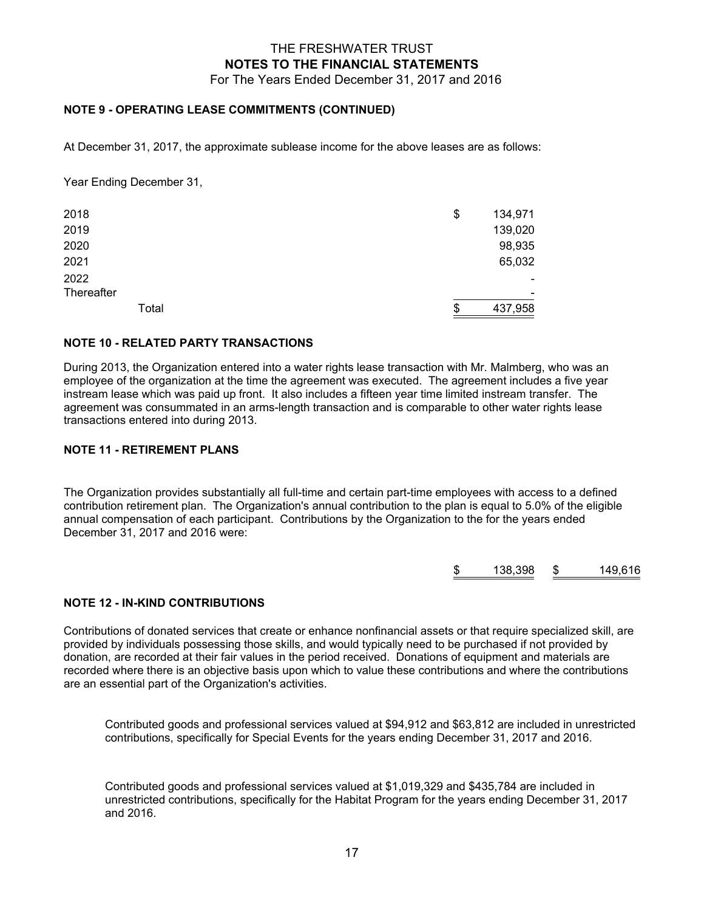## NOTE 9 - OPERATING LEASE COMMITMENTS (CONTINUED)

At December 31, 2017, the approximate sublease income for the above leases are as follows:

Year Ending December 31,

| | |
|---|---|
| 2018 | $ 134,971 |
| 2019 | 139,020 |
| 2020 | 98,935 |
| 2021 | 65,032 |
| 2022 | - |
| Thereafter | - |
| Total | $ 437,958 |

## NOTE 10 - RELATED PARTY TRANSACTIONS

During 2013, the Organization entered into a water rights lease transaction with Mr. Malmberg, who was an employee of the organization at the time the agreement was executed. The agreement includes a five year instream lease which was paid up front. It also includes a fifteen year time limited instream transfer. The agreement was consummated in an arms-length transaction and is comparable to other water rights lease transactions entered into during 2013.

## NOTE 11 - RETIREMENT PLANS

The Organization provides substantially all full-time and certain part-time employees with access to a defined contribution retirement plan. The Organization's annual contribution to the plan is equal to 5.0% of the eligible annual compensation of each participant. Contributions by the Organization to the for the years ended December 31, 2017 and 2016 were:

| 2017 | 2016 |
|---|---|
| $ 138,398 | $ 149,616 |

## NOTE 12 - IN-KIND CONTRIBUTIONS

Contributions of donated services that create or enhance nonfinancial assets or that require specialized skill, are provided by individuals possessing those skills, and would typically need to be purchased if not provided by donation, are recorded at their fair values in the period received. Donations of equipment and materials are recorded where there is an objective basis upon which to value these contributions and where the contributions are an essential part of the Organization's activities.

Contributed goods and professional services valued at $94,912 and $63,812 are included in unrestricted contributions, specifically for Special Events for the years ending December 31, 2017 and 2016.

Contributed goods and professional services valued at $1,019,329 and $435,784 are included in unrestricted contributions, specifically for the Habitat Program for the years ending December 31, 2017 and 2016.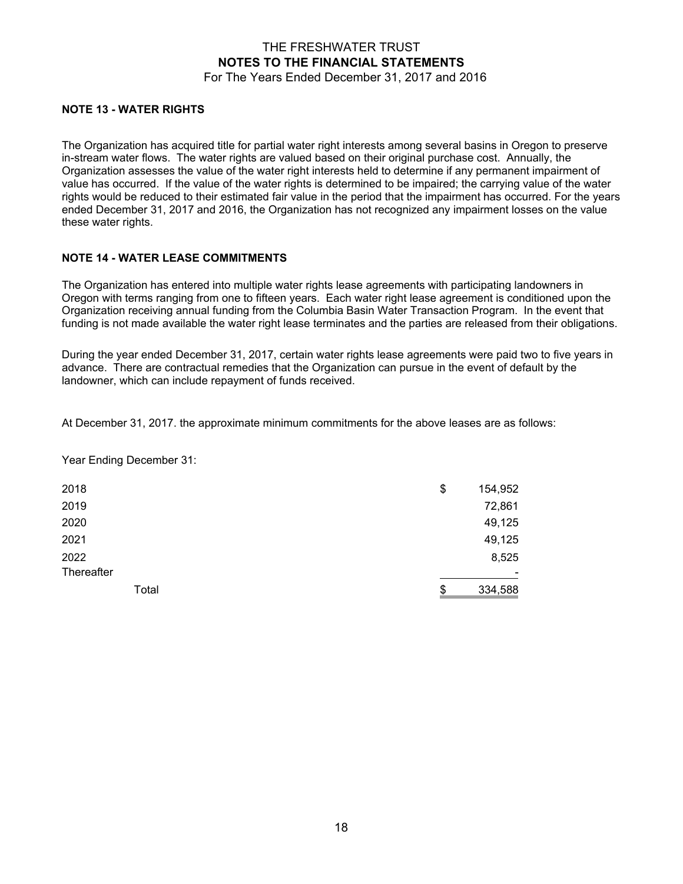## NOTE 13 - WATER RIGHTS

The Organization has acquired title for partial water right interests among several basins in Oregon to preserve in-stream water flows. The water rights are valued based on their original purchase cost. Annually, the Organization assesses the value of the water right interests held to determine if any permanent impairment of value has occurred. If the value of the water rights is determined to be impaired; the carrying value of the water rights would be reduced to their estimated fair value in the period that the impairment has occurred. For the years ended December 31, 2017 and 2016, the Organization has not recognized any impairment losses on the value these water rights.

## NOTE 14 - WATER LEASE COMMITMENTS

The Organization has entered into multiple water rights lease agreements with participating landowners in Oregon with terms ranging from one to fifteen years. Each water right lease agreement is conditioned upon the Organization receiving annual funding from the Columbia Basin Water Transaction Program. In the event that funding is not made available the water right lease terminates and the parties are released from their obligations.

During the year ended December 31, 2017, certain water rights lease agreements were paid two to five years in advance. There are contractual remedies that the Organization can pursue in the event of default by the landowner, which can include repayment of funds received.

At December 31, 2017. the approximate minimum commitments for the above leases are as follows:

Year Ending December 31:

| | |
|---|---|
| 2018 | $ 154,952 |
| 2019 | 72,861 |
| 2020 | 49,125 |
| 2021 | 49,125 |
| 2022 | 8,525 |
| Thereafter | - |
| Total | $ 334,588 |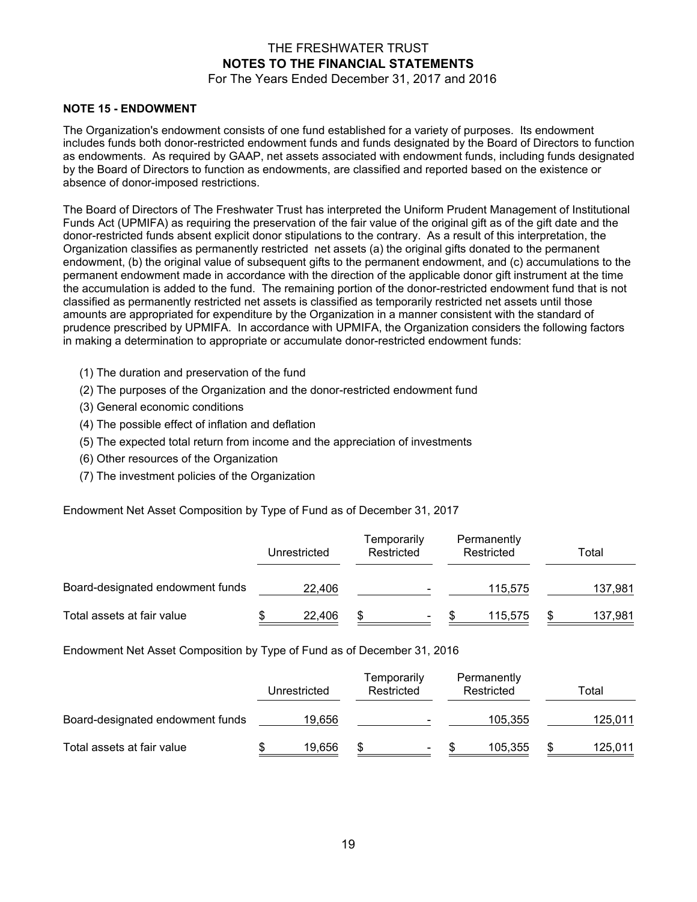### NOTE 15 - ENDOWMENT

The Organization's endowment consists of one fund established for a variety of purposes. Its endowment includes funds both donor-restricted endowment funds and funds designated by the Board of Directors to function as endowments. As required by GAAP, net assets associated with endowment funds, including funds designated by the Board of Directors to function as endowments, are classified and reported based on the existence or absence of donor-imposed restrictions.

The Board of Directors of The Freshwater Trust has interpreted the Uniform Prudent Management of Institutional Funds Act (UPMIFA) as requiring the preservation of the fair value of the original gift as of the gift date and the donor-restricted funds absent explicit donor stipulations to the contrary. As a result of this interpretation, the Organization classifies as permanently restricted net assets (a) the original gifts donated to the permanent endowment, (b) the original value of subsequent gifts to the permanent endowment, and (c) accumulations to the permanent endowment made in accordance with the direction of the applicable donor gift instrument at the time the accumulation is added to the fund. The remaining portion of the donor-restricted endowment fund that is not classified as permanently restricted net assets is classified as temporarily restricted net assets until those amounts are appropriated for expenditure by the Organization in a manner consistent with the standard of prudence prescribed by UPMIFA. In accordance with UPMIFA, the Organization considers the following factors in making a determination to appropriate or accumulate donor-restricted endowment funds:

(1) The duration and preservation of the fund
(2) The purposes of the Organization and the donor-restricted endowment fund
(3) General economic conditions
(4) The possible effect of inflation and deflation
(5) The expected total return from income and the appreciation of investments
(6) Other resources of the Organization
(7) The investment policies of the Organization

Endowment Net Asset Composition by Type of Fund as of December 31, 2017

| | Unrestricted | Temporarily Restricted | Permanently Restricted | Total |
|---|---|---|---|---|
| Board-designated endowment funds | 22,406 | - | 115,575 | 137,981 |
| Total assets at fair value | $ 22,406 | $ - | $ 115,575 | $ 137,981 |

Endowment Net Asset Composition by Type of Fund as of December 31, 2016

| | Unrestricted | Temporarily Restricted | Permanently Restricted | Total |
|---|---|---|---|---|
| Board-designated endowment funds | 19,656 | - | 105,355 | 125,011 |
| Total assets at fair value | $ 19,656 | $ - | $ 105,355 | $ 125,011 |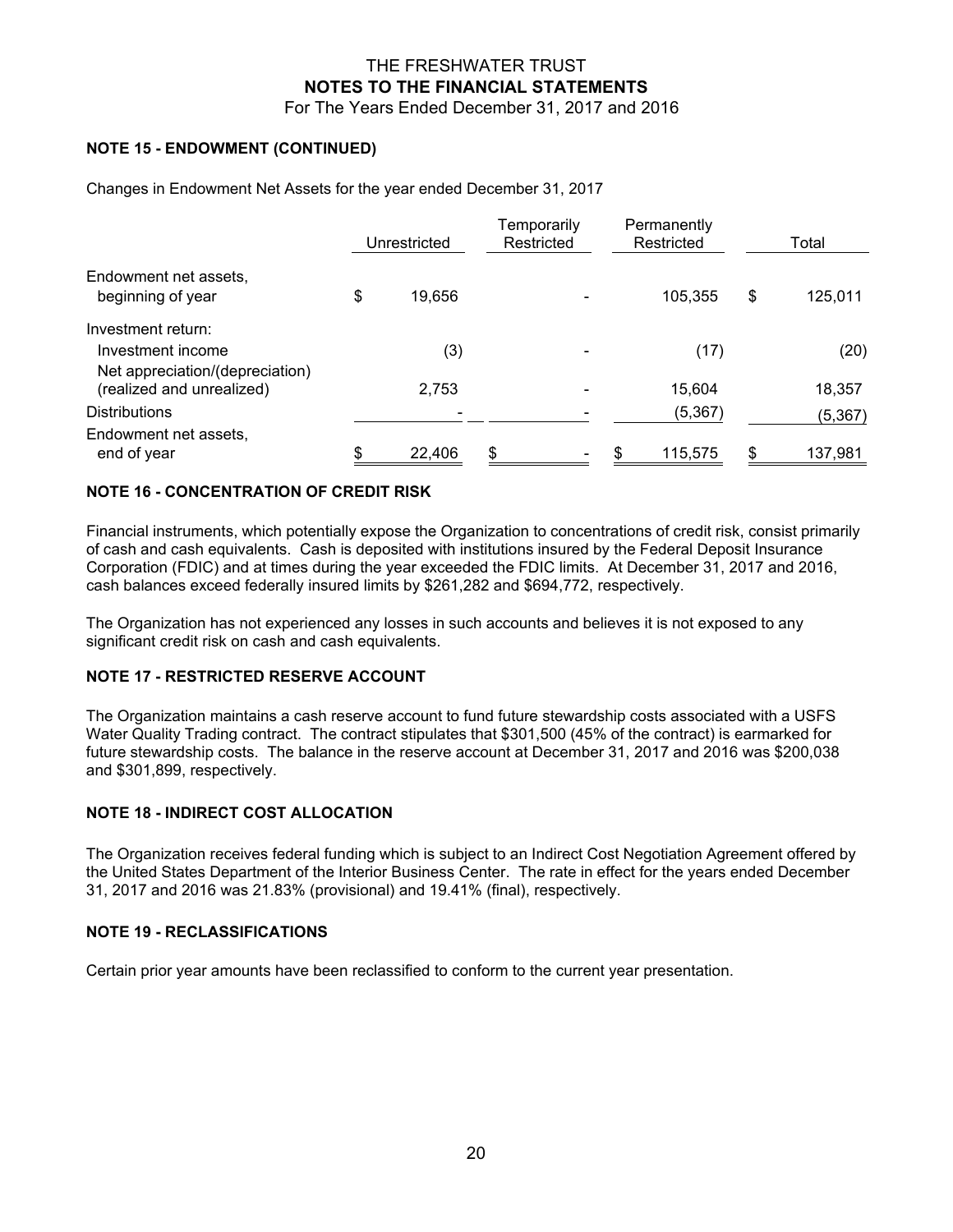THE FRESHWATER TRUST
**NOTES TO THE FINANCIAL STATEMENTS**
For The Years Ended December 31, 2017 and 2016

### NOTE 15 - ENDOWMENT (CONTINUED)

Changes in Endowment Net Assets for the year ended December 31, 2017

| | Unrestricted | Temporarily Restricted | Permanently Restricted | Total |
|---|---|---|---|---|
| Endowment net assets, beginning of year | $ 19,656 | - | 105,355 | $ 125,011 |
| Investment return: | | | | |
| Investment income | (3) | - | (17) | (20) |
| Net appreciation/(depreciation) (realized and unrealized) | 2,753 | - | 15,604 | 18,357 |
| Distributions | - | - | (5,367) | (5,367) |
| Endowment net assets, end of year | $ 22,406 | $ - | $ 115,575 | $ 137,981 |

### NOTE 16 - CONCENTRATION OF CREDIT RISK

Financial instruments, which potentially expose the Organization to concentrations of credit risk, consist primarily of cash and cash equivalents. Cash is deposited with institutions insured by the Federal Deposit Insurance Corporation (FDIC) and at times during the year exceeded the FDIC limits. At December 31, 2017 and 2016, cash balances exceed federally insured limits by $261,282 and $694,772, respectively.

The Organization has not experienced any losses in such accounts and believes it is not exposed to any significant credit risk on cash and cash equivalents.

### NOTE 17 - RESTRICTED RESERVE ACCOUNT

The Organization maintains a cash reserve account to fund future stewardship costs associated with a USFS Water Quality Trading contract. The contract stipulates that $301,500 (45% of the contract) is earmarked for future stewardship costs. The balance in the reserve account at December 31, 2017 and 2016 was $200,038 and $301,899, respectively.

### NOTE 18 - INDIRECT COST ALLOCATION

The Organization receives federal funding which is subject to an Indirect Cost Negotiation Agreement offered by the United States Department of the Interior Business Center. The rate in effect for the years ended December 31, 2017 and 2016 was 21.83% (provisional) and 19.41% (final), respectively.

### NOTE 19 - RECLASSIFICATIONS

Certain prior year amounts have been reclassified to conform to the current year presentation.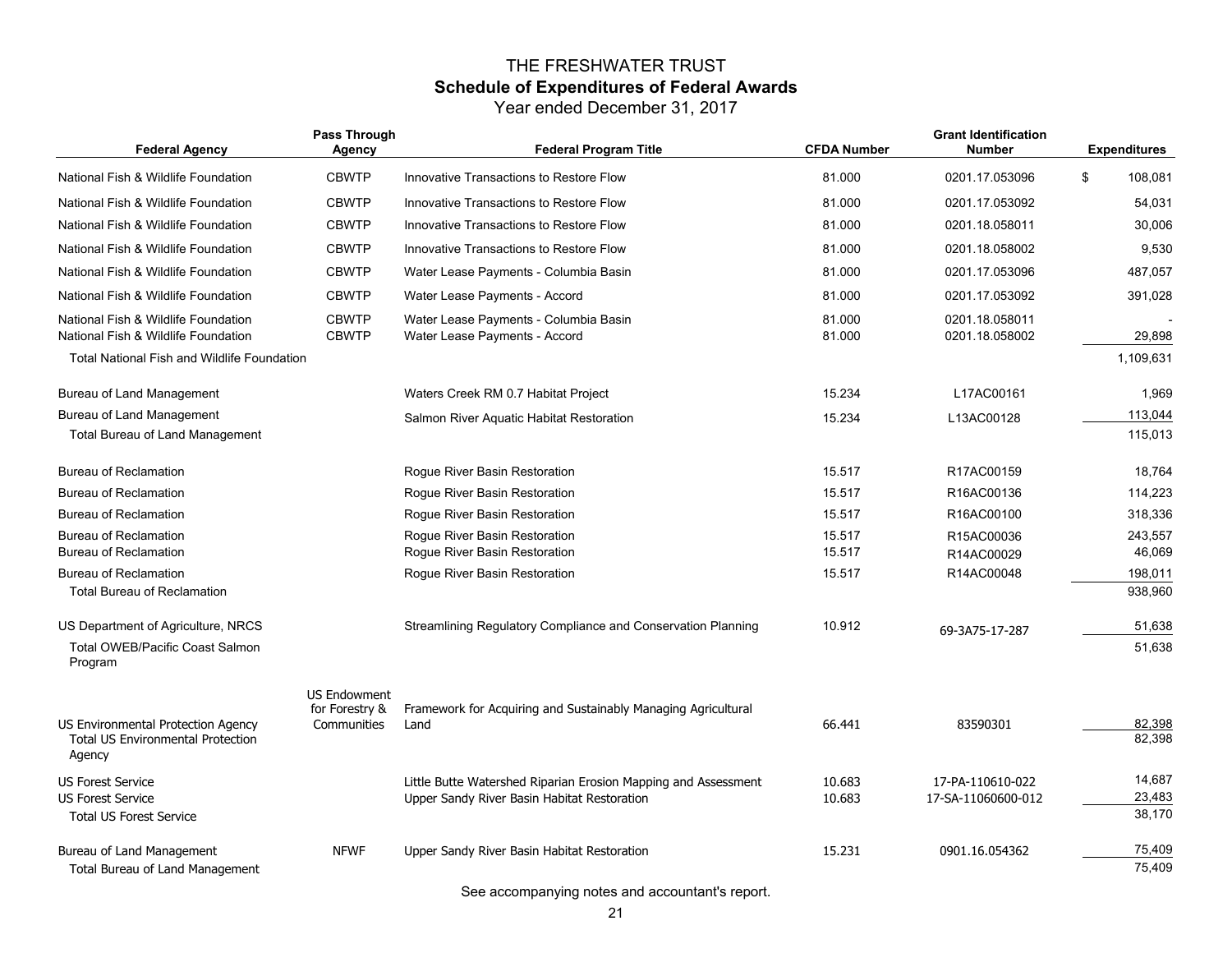# THE FRESHWATER TRUST

## Schedule of Expenditures of Federal Awards

Year ended December 31, 2017

| Federal Agency | Pass Through Agency | Federal Program Title | CFDA Number | Grant Identification Number | Expenditures |
|---|---|---|---|---|---|
| National Fish & Wildlife Foundation | CBWTP | Innovative Transactions to Restore Flow | 81.000 | 0201.17.053096 | $ 108,081 |
| National Fish & Wildlife Foundation | CBWTP | Innovative Transactions to Restore Flow | 81.000 | 0201.17.053092 | 54,031 |
| National Fish & Wildlife Foundation | CBWTP | Innovative Transactions to Restore Flow | 81.000 | 0201.18.058011 | 30,006 |
| National Fish & Wildlife Foundation | CBWTP | Innovative Transactions to Restore Flow | 81.000 | 0201.18.058002 | 9,530 |
| National Fish & Wildlife Foundation | CBWTP | Water Lease Payments - Columbia Basin | 81.000 | 0201.17.053096 | 487,057 |
| National Fish & Wildlife Foundation | CBWTP | Water Lease Payments - Accord | 81.000 | 0201.17.053092 | 391,028 |
| National Fish & Wildlife Foundation | CBWTP | Water Lease Payments - Columbia Basin | 81.000 | 0201.18.058011 | - |
| National Fish & Wildlife Foundation | CBWTP | Water Lease Payments - Accord | 81.000 | 0201.18.058002 | 29,898 |
| Total National Fish and Wildlife Foundation | | | | | 1,109,631 |
| Bureau of Land Management | | Waters Creek RM 0.7 Habitat Project | 15.234 | L17AC00161 | 1,969 |
| Bureau of Land Management | | Salmon River Aquatic Habitat Restoration | 15.234 | L13AC00128 | 113,044 |
| Total Bureau of Land Management | | | | | 115,013 |
| Bureau of Reclamation | | Rogue River Basin Restoration | 15.517 | R17AC00159 | 18,764 |
| Bureau of Reclamation | | Rogue River Basin Restoration | 15.517 | R16AC00136 | 114,223 |
| Bureau of Reclamation | | Rogue River Basin Restoration | 15.517 | R16AC00100 | 318,336 |
| Bureau of Reclamation | | Rogue River Basin Restoration | 15.517 | R15AC00036 | 243,557 |
| Bureau of Reclamation | | Rogue River Basin Restoration | 15.517 | R14AC00029 | 46,069 |
| Bureau of Reclamation | | Rogue River Basin Restoration | 15.517 | R14AC00048 | 198,011 |
| Total Bureau of Reclamation | | | | | 938,960 |
| US Department of Agriculture, NRCS | | Streamlining Regulatory Compliance and Conservation Planning | 10.912 | 69-3A75-17-287 | 51,638 |
| Total OWEB/Pacific Coast Salmon Program | | | | | 51,638 |
| US Environmental Protection Agency | US Endowment for Forestry & Communities | Framework for Acquiring and Sustainably Managing Agricultural Land | 66.441 | 83590301 | 82,398 |
| Total US Environmental Protection Agency | | | | | 82,398 |
| US Forest Service | | Little Butte Watershed Riparian Erosion Mapping and Assessment | 10.683 | 17-PA-110610-022 | 14,687 |
| US Forest Service | | Upper Sandy River Basin Habitat Restoration | 10.683 | 17-SA-11060600-012 | 23,483 |
| Total US Forest Service | | | | | 38,170 |
| Bureau of Land Management | NFWF | Upper Sandy River Basin Habitat Restoration | 15.231 | 0901.16.054362 | 75,409 |
| Total Bureau of Land Management | | | | | 75,409 |

See accompanying notes and accountant's report.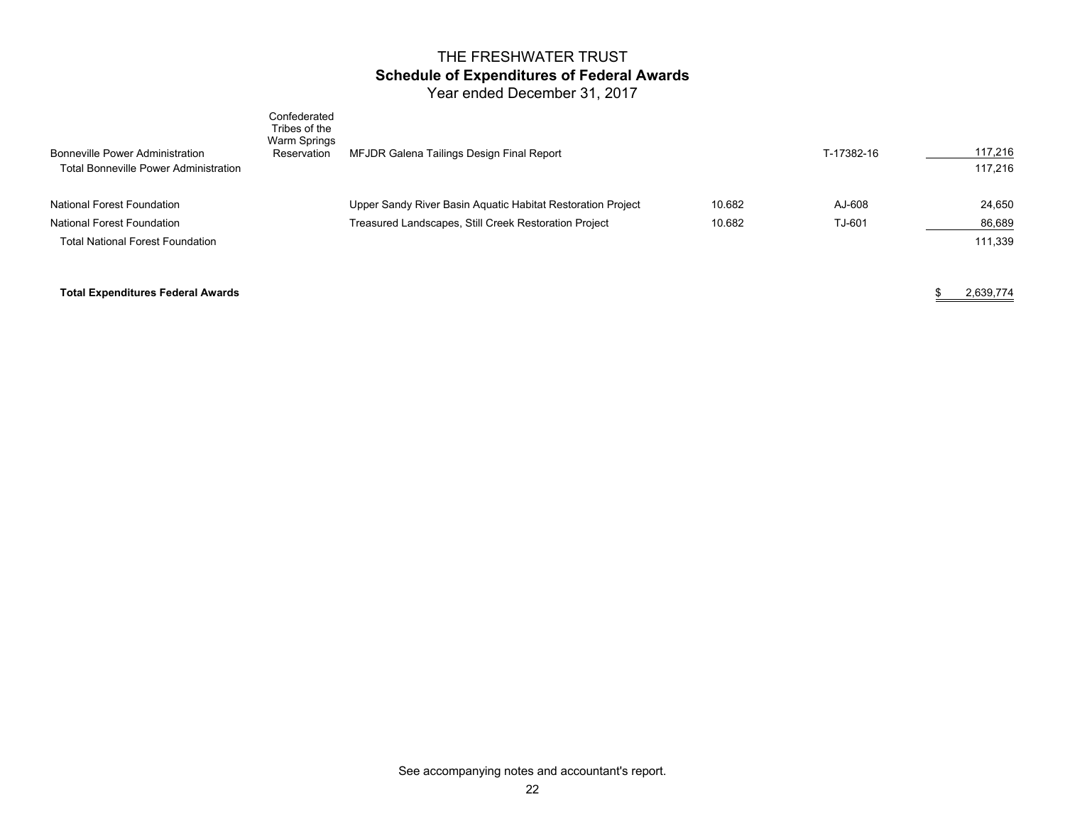# THE FRESHWATER TRUST

## Schedule of Expenditures of Federal Awards

Year ended December 31, 2017

| | | | | | |
|---|---|---|---|---|---|
| Bonneville Power Administration | Confederated Tribes of the Warm Springs Reservation | MFJDR Galena Tailings Design Final Report | | T-17382-16 | 117,216 |
| Total Bonneville Power Administration | | | | | 117,216 |
| National Forest Foundation | | Upper Sandy River Basin Aquatic Habitat Restoration Project | 10.682 | AJ-608 | 24,650 |
| National Forest Foundation | | Treasured Landscapes, Still Creek Restoration Project | 10.682 | TJ-601 | 86,689 |
| Total National Forest Foundation | | | | | 111,339 |
| **Total Expenditures Federal Awards** | | | | | $ 2,639,774 |

See accompanying notes and accountant's report.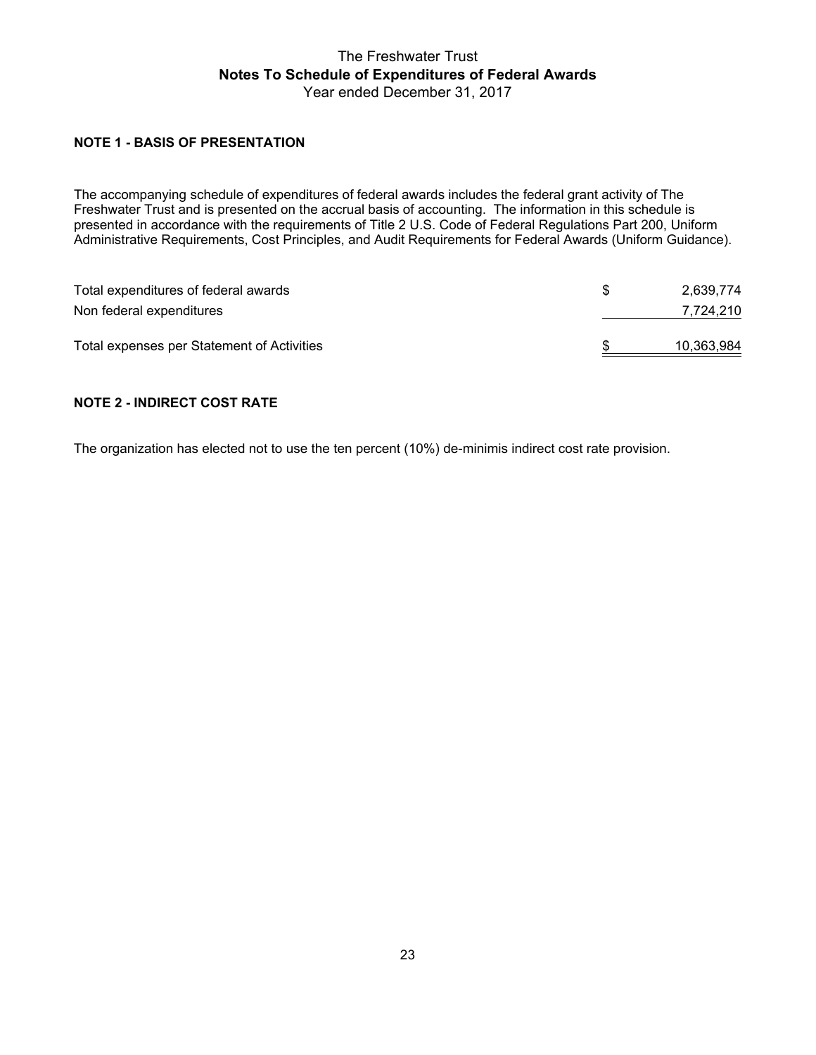# The Freshwater Trust
## Notes To Schedule of Expenditures of Federal Awards
Year ended December 31, 2017

### NOTE 1 - BASIS OF PRESENTATION

The accompanying schedule of expenditures of federal awards includes the federal grant activity of The Freshwater Trust and is presented on the accrual basis of accounting. The information in this schedule is presented in accordance with the requirements of Title 2 U.S. Code of Federal Regulations Part 200, Uniform Administrative Requirements, Cost Principles, and Audit Requirements for Federal Awards (Uniform Guidance).

| | | |
|---|---|---|
| Total expenditures of federal awards | $ | 2,639,774 |
| Non federal expenditures | | 7,724,210 |
| Total expenses per Statement of Activities | $ | 10,363,984 |

### NOTE 2 - INDIRECT COST RATE

The organization has elected not to use the ten percent (10%) de-minimis indirect cost rate provision.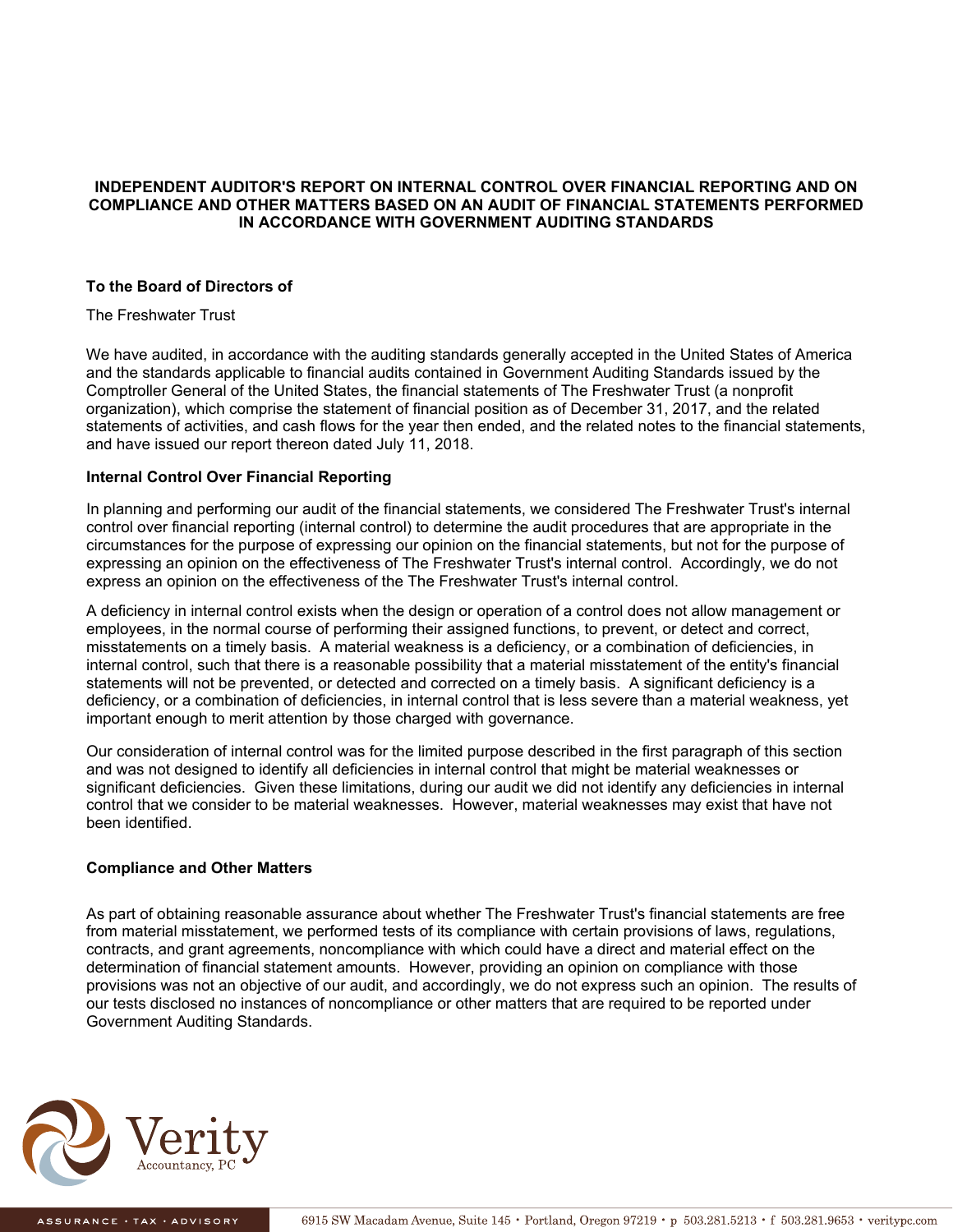# INDEPENDENT AUDITOR'S REPORT ON INTERNAL CONTROL OVER FINANCIAL REPORTING AND ON COMPLIANCE AND OTHER MATTERS BASED ON AN AUDIT OF FINANCIAL STATEMENTS PERFORMED IN ACCORDANCE WITH GOVERNMENT AUDITING STANDARDS

**To the Board of Directors of**

The Freshwater Trust

We have audited, in accordance with the auditing standards generally accepted in the United States of America and the standards applicable to financial audits contained in Government Auditing Standards issued by the Comptroller General of the United States, the financial statements of The Freshwater Trust (a nonprofit organization), which comprise the statement of financial position as of December 31, 2017, and the related statements of activities, and cash flows for the year then ended, and the related notes to the financial statements, and have issued our report thereon dated July 11, 2018.

**Internal Control Over Financial Reporting**

In planning and performing our audit of the financial statements, we considered The Freshwater Trust's internal control over financial reporting (internal control) to determine the audit procedures that are appropriate in the circumstances for the purpose of expressing our opinion on the financial statements, but not for the purpose of expressing an opinion on the effectiveness of The Freshwater Trust's internal control. Accordingly, we do not express an opinion on the effectiveness of the The Freshwater Trust's internal control.

A deficiency in internal control exists when the design or operation of a control does not allow management or employees, in the normal course of performing their assigned functions, to prevent, or detect and correct, misstatements on a timely basis. A material weakness is a deficiency, or a combination of deficiencies, in internal control, such that there is a reasonable possibility that a material misstatement of the entity's financial statements will not be prevented, or detected and corrected on a timely basis. A significant deficiency is a deficiency, or a combination of deficiencies, in internal control that is less severe than a material weakness, yet important enough to merit attention by those charged with governance.

Our consideration of internal control was for the limited purpose described in the first paragraph of this section and was not designed to identify all deficiencies in internal control that might be material weaknesses or significant deficiencies. Given these limitations, during our audit we did not identify any deficiencies in internal control that we consider to be material weaknesses. However, material weaknesses may exist that have not been identified.

**Compliance and Other Matters**

As part of obtaining reasonable assurance about whether The Freshwater Trust's financial statements are free from material misstatement, we performed tests of its compliance with certain provisions of laws, regulations, contracts, and grant agreements, noncompliance with which could have a direct and material effect on the determination of financial statement amounts. However, providing an opinion on compliance with those provisions was not an objective of our audit, and accordingly, we do not express such an opinion. The results of our tests disclosed no instances of noncompliance or other matters that are required to be reported under Government Auditing Standards.

Verity Accountancy, PC

ASSURANCE · TAX · ADVISORY

6915 SW Macadam Avenue, Suite 145 · Portland, Oregon 97219 · p 503.281.5213 · f 503.281.9653 · veritypc.com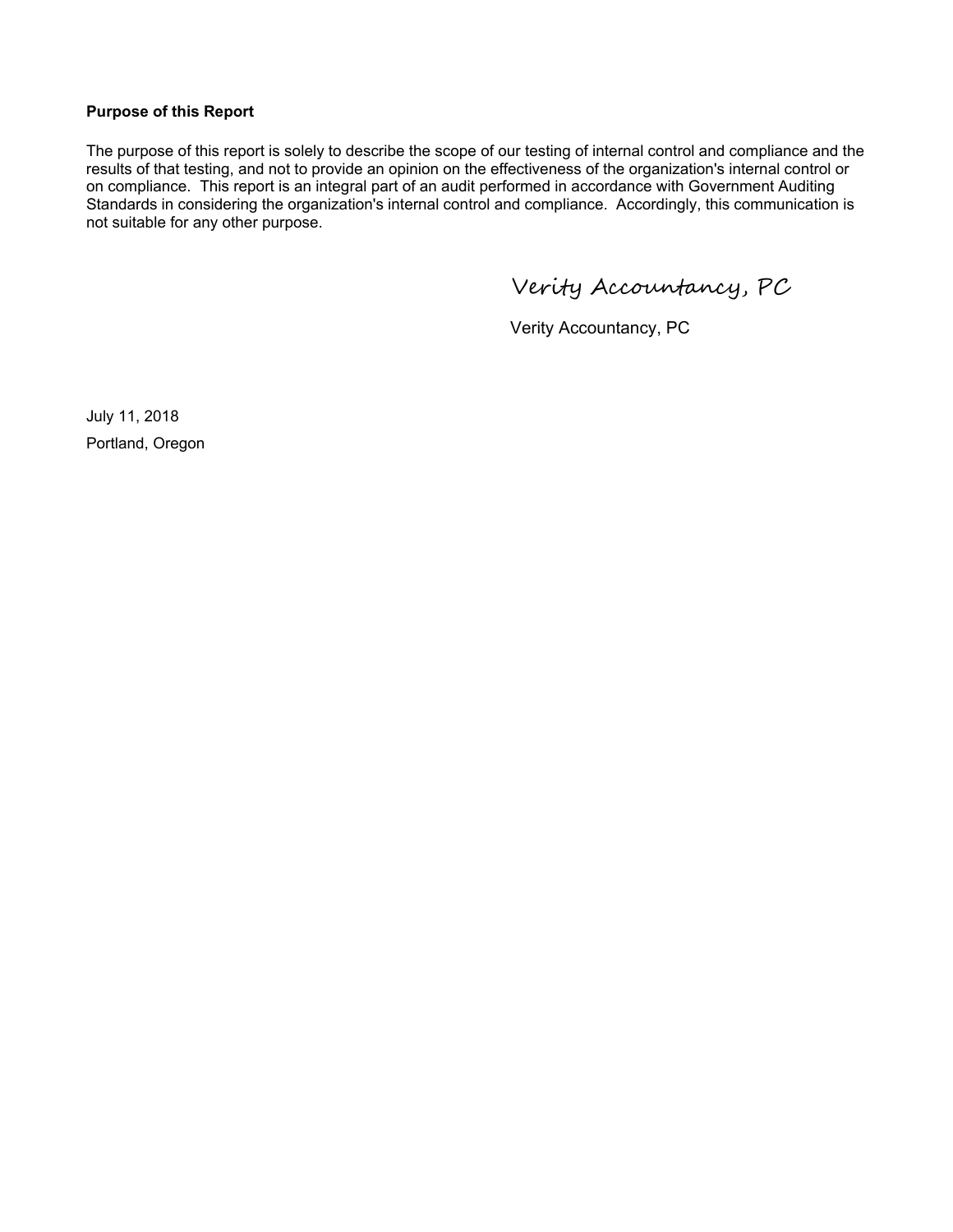**Purpose of this Report**

The purpose of this report is solely to describe the scope of our testing of internal control and compliance and the results of that testing, and not to provide an opinion on the effectiveness of the organization's internal control or on compliance. This report is an integral part of an audit performed in accordance with Government Auditing Standards in considering the organization's internal control and compliance. Accordingly, this communication is not suitable for any other purpose.

Verity Accountancy, PC

Verity Accountancy, PC

July 11, 2018

Portland, Oregon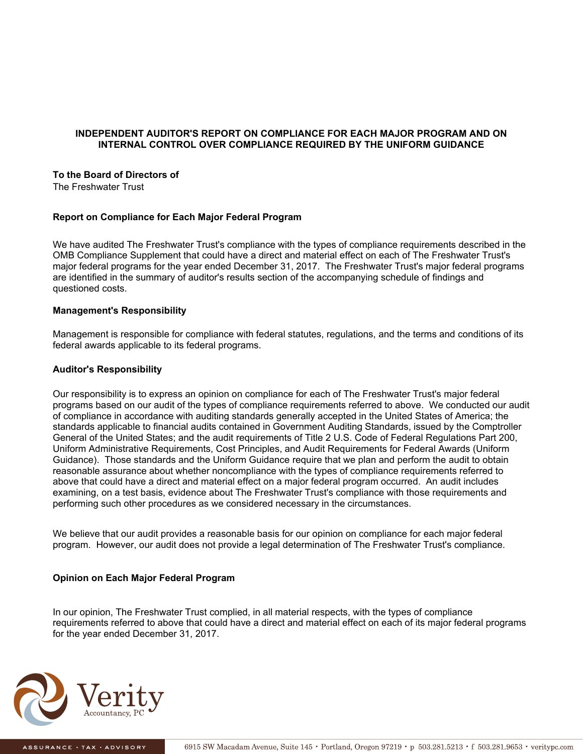**INDEPENDENT AUDITOR'S REPORT ON COMPLIANCE FOR EACH MAJOR PROGRAM AND ON INTERNAL CONTROL OVER COMPLIANCE REQUIRED BY THE UNIFORM GUIDANCE**

**To the Board of Directors of**
The Freshwater Trust

**Report on Compliance for Each Major Federal Program**

We have audited The Freshwater Trust's compliance with the types of compliance requirements described in the OMB Compliance Supplement that could have a direct and material effect on each of The Freshwater Trust's major federal programs for the year ended December 31, 2017. The Freshwater Trust's major federal programs are identified in the summary of auditor's results section of the accompanying schedule of findings and questioned costs.

**Management's Responsibility**

Management is responsible for compliance with federal statutes, regulations, and the terms and conditions of its federal awards applicable to its federal programs.

**Auditor's Responsibility**

Our responsibility is to express an opinion on compliance for each of The Freshwater Trust's major federal programs based on our audit of the types of compliance requirements referred to above. We conducted our audit of compliance in accordance with auditing standards generally accepted in the United States of America; the standards applicable to financial audits contained in Government Auditing Standards, issued by the Comptroller General of the United States; and the audit requirements of Title 2 U.S. Code of Federal Regulations Part 200, Uniform Administrative Requirements, Cost Principles, and Audit Requirements for Federal Awards (Uniform Guidance). Those standards and the Uniform Guidance require that we plan and perform the audit to obtain reasonable assurance about whether noncompliance with the types of compliance requirements referred to above that could have a direct and material effect on a major federal program occurred. An audit includes examining, on a test basis, evidence about The Freshwater Trust's compliance with those requirements and performing such other procedures as we considered necessary in the circumstances.

We believe that our audit provides a reasonable basis for our opinion on compliance for each major federal program. However, our audit does not provide a legal determination of The Freshwater Trust's compliance.

**Opinion on Each Major Federal Program**

In our opinion, The Freshwater Trust complied, in all material respects, with the types of compliance requirements referred to above that could have a direct and material effect on each of its major federal programs for the year ended December 31, 2017.

Verity Accountancy, PC

ASSURANCE · TAX · ADVISORY 6915 SW Macadam Avenue, Suite 145 · Portland, Oregon 97219 · p 503.281.5213 · f 503.281.9653 · veritypc.com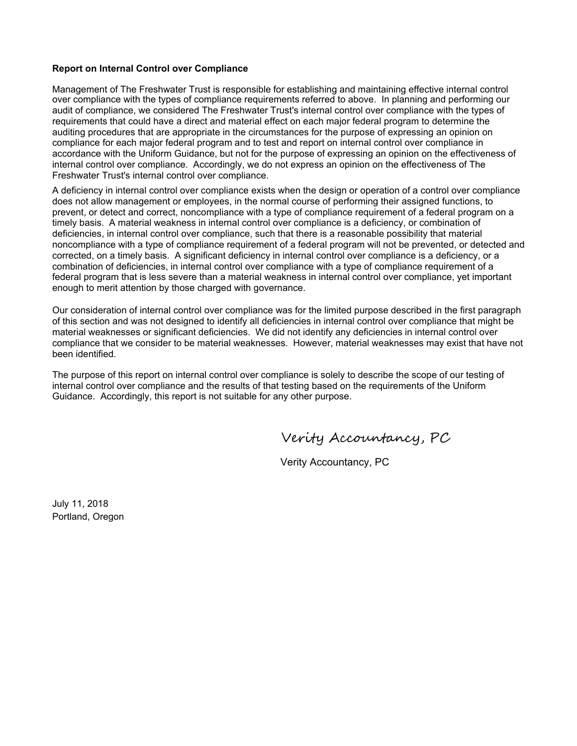**Report on Internal Control over Compliance**

Management of The Freshwater Trust is responsible for establishing and maintaining effective internal control over compliance with the types of compliance requirements referred to above. In planning and performing our audit of compliance, we considered The Freshwater Trust's internal control over compliance with the types of requirements that could have a direct and material effect on each major federal program to determine the auditing procedures that are appropriate in the circumstances for the purpose of expressing an opinion on compliance for each major federal program and to test and report on internal control over compliance in accordance with the Uniform Guidance, but not for the purpose of expressing an opinion on the effectiveness of internal control over compliance. Accordingly, we do not express an opinion on the effectiveness of The Freshwater Trust's internal control over compliance.

A deficiency in internal control over compliance exists when the design or operation of a control over compliance does not allow management or employees, in the normal course of performing their assigned functions, to prevent, or detect and correct, noncompliance with a type of compliance requirement of a federal program on a timely basis. A material weakness in internal control over compliance is a deficiency, or combination of deficiencies, in internal control over compliance, such that there is a reasonable possibility that material noncompliance with a type of compliance requirement of a federal program will not be prevented, or detected and corrected, on a timely basis. A significant deficiency in internal control over compliance is a deficiency, or a combination of deficiencies, in internal control over compliance with a type of compliance requirement of a federal program that is less severe than a material weakness in internal control over compliance, yet important enough to merit attention by those charged with governance.

Our consideration of internal control over compliance was for the limited purpose described in the first paragraph of this section and was not designed to identify all deficiencies in internal control over compliance that might be material weaknesses or significant deficiencies. We did not identify any deficiencies in internal control over compliance that we consider to be material weaknesses. However, material weaknesses may exist that have not been identified.

The purpose of this report on internal control over compliance is solely to describe the scope of our testing of internal control over compliance and the results of that testing based on the requirements of the Uniform Guidance. Accordingly, this report is not suitable for any other purpose.

*Verity Accountancy, PC*

Verity Accountancy, PC

July 11, 2018
Portland, Oregon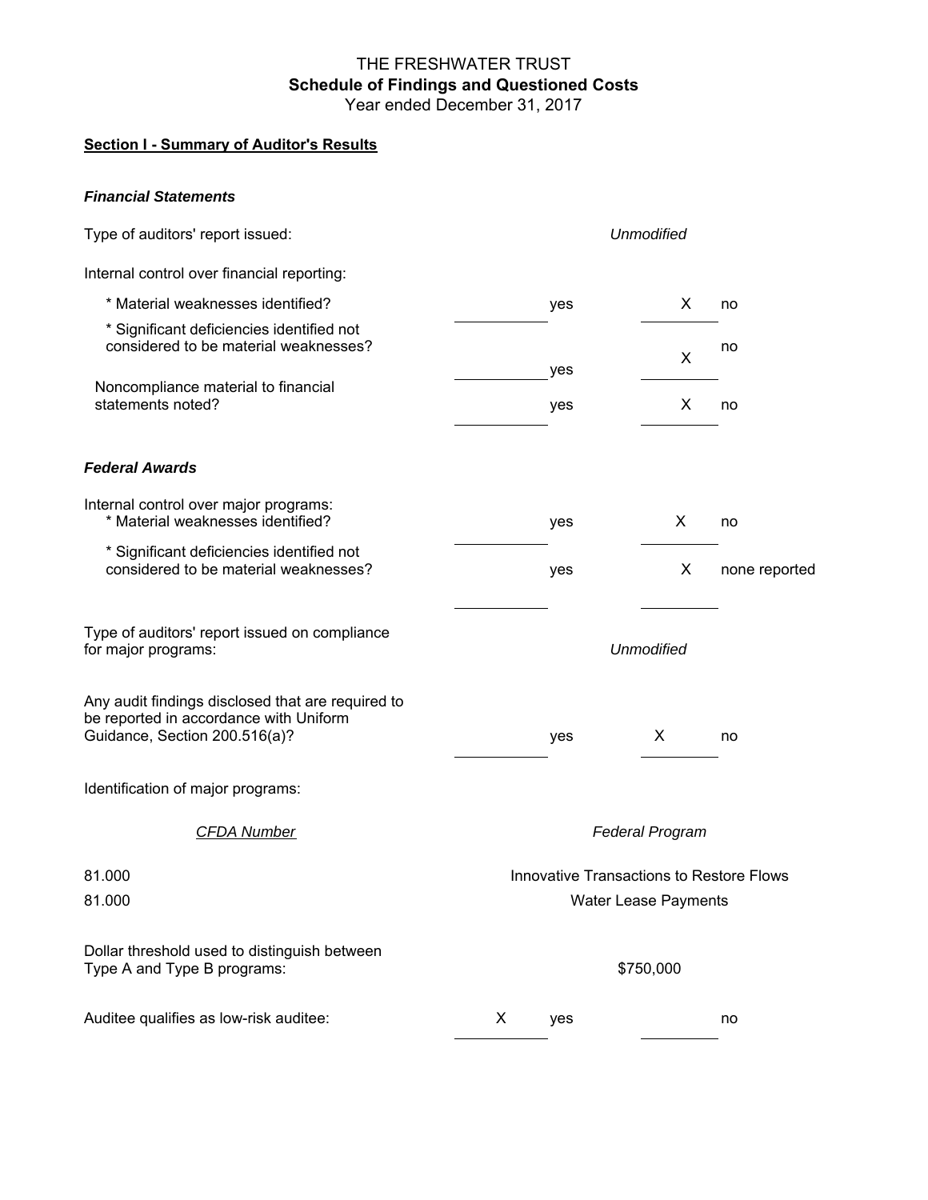# THE FRESHWATER TRUST
## Schedule of Findings and Questioned Costs
Year ended December 31, 2017

**Section I - Summary of Auditor's Results**

***Financial Statements***

| | | | | |
|---|---|---|---|---|
| Type of auditors' report issued: | | *Unmodified* | | |
| Internal control over financial reporting: | | | | |
| * Material weaknesses identified? | | yes | X | no |
| * Significant deficiencies identified not considered to be material weaknesses? | | yes | X | no |
| Noncompliance material to financial statements noted? | | yes | X | no |

***Federal Awards***

| | | | | |
|---|---|---|---|---|
| Internal control over major programs: | | | | |
| * Material weaknesses identified? | | yes | X | no |
| * Significant deficiencies identified not considered to be material weaknesses? | | yes | X | none reported |
| Type of auditors' report issued on compliance for major programs: | | *Unmodified* | | |
| Any audit findings disclosed that are required to be reported in accordance with Uniform Guidance, Section 200.516(a)? | | yes | X | no |

Identification of major programs:

| *CFDA Number* | *Federal Program* |
|---|---|
| 81.000 | Innovative Transactions to Restore Flows |
| 81.000 | Water Lease Payments |

| | | | | |
|---|---|---|---|---|
| Dollar threshold used to distinguish between Type A and Type B programs: | | $750,000 | | |
| Auditee qualifies as low-risk auditee: | X | yes | | no |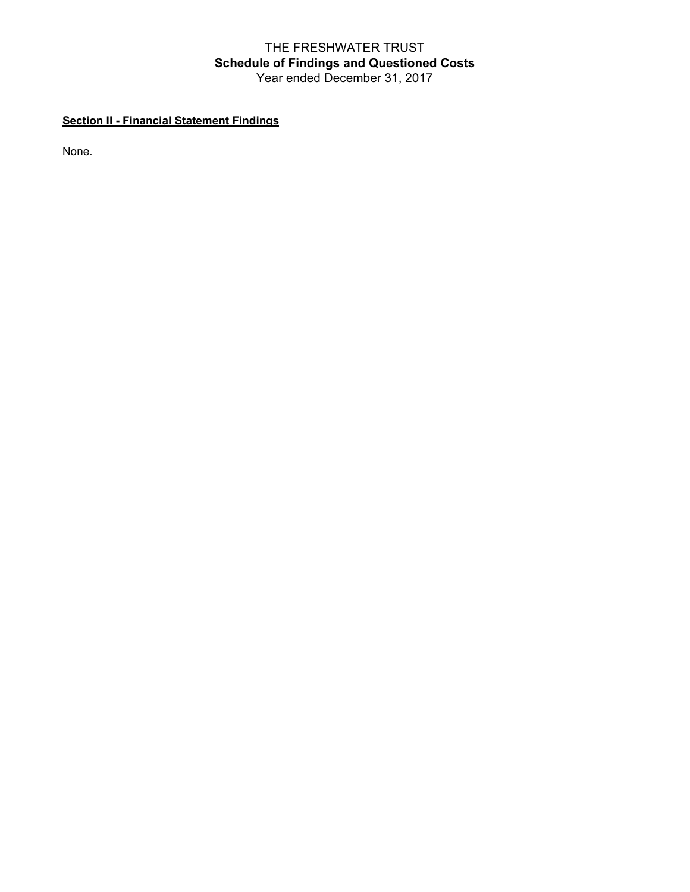THE FRESHWATER TRUST

**Schedule of Findings and Questioned Costs**

Year ended December 31, 2017

**Section II - Financial Statement Findings**

None.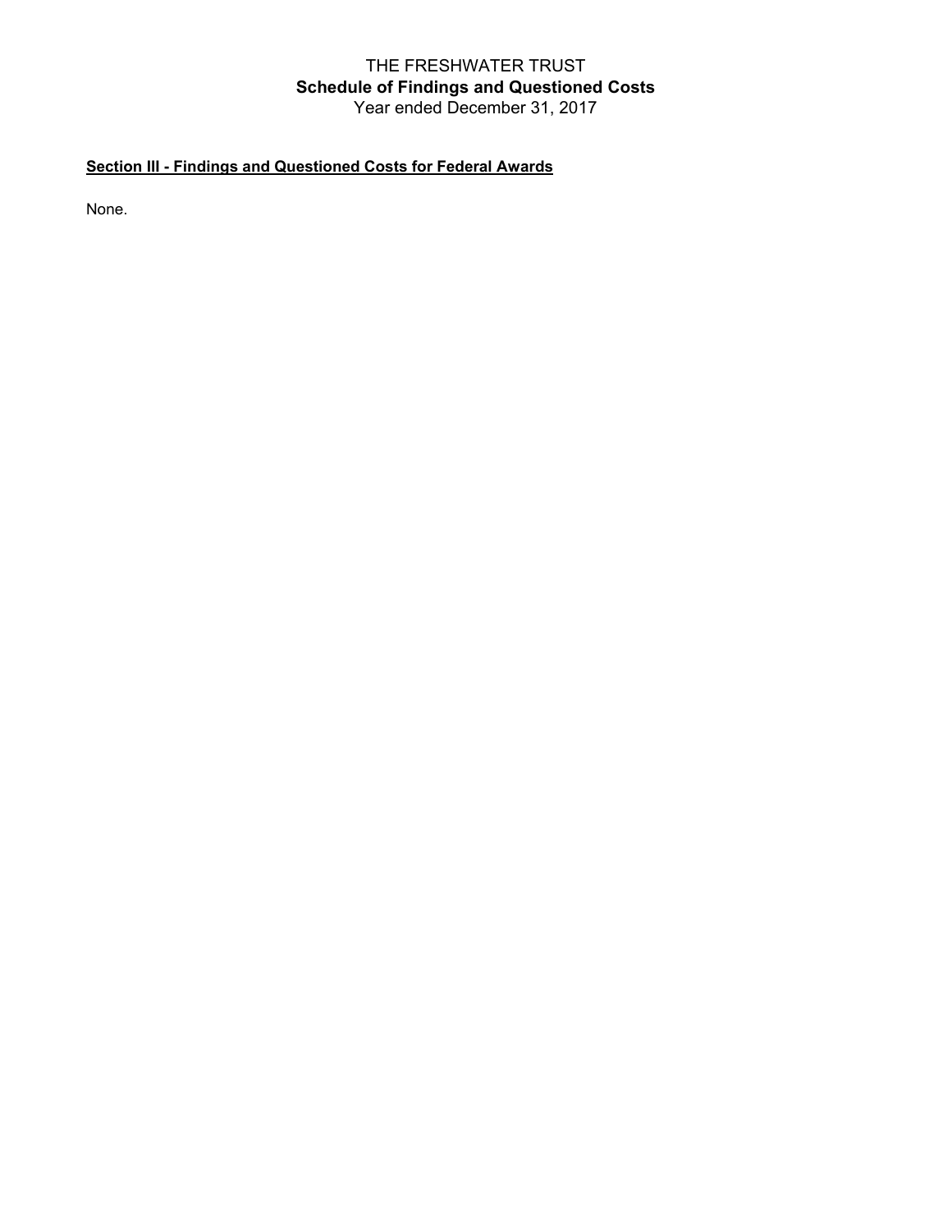# THE FRESHWATER TRUST

## Schedule of Findings and Questioned Costs

Year ended December 31, 2017

**Section III - Findings and Questioned Costs for Federal Awards**

None.